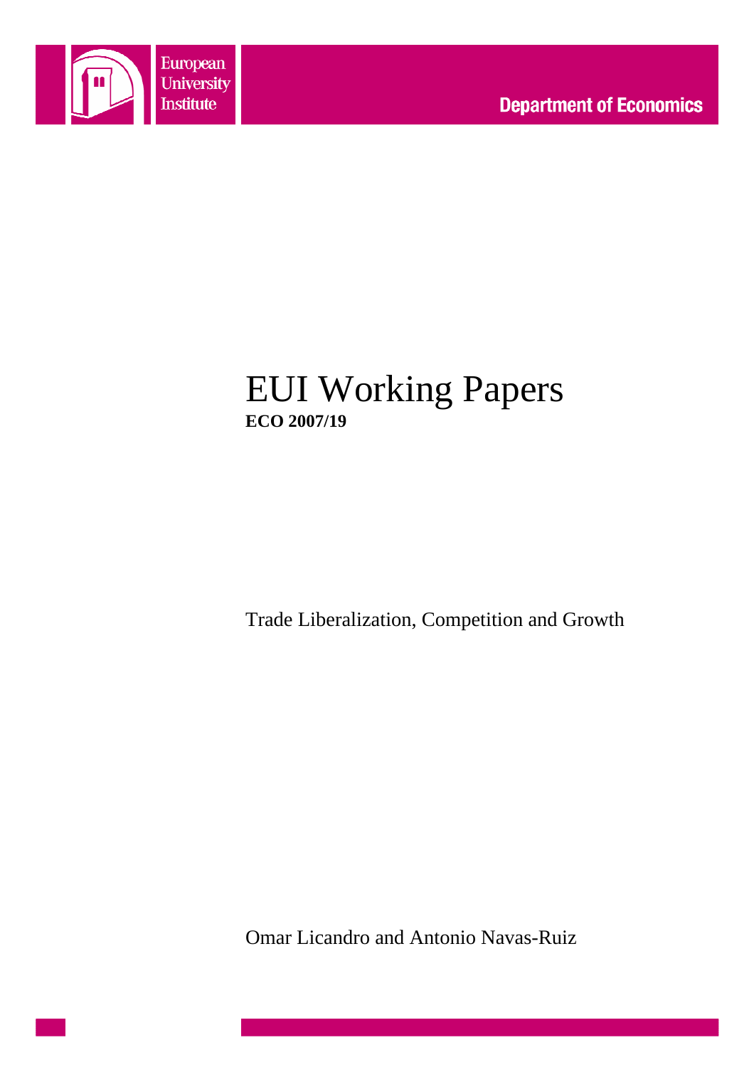European University Institute

Department of Economics

# EUI Working Papers

**ECO 2007/19**

Trade Liberalization, Competition and Growth

Omar Licandro and Antonio Navas-Ruiz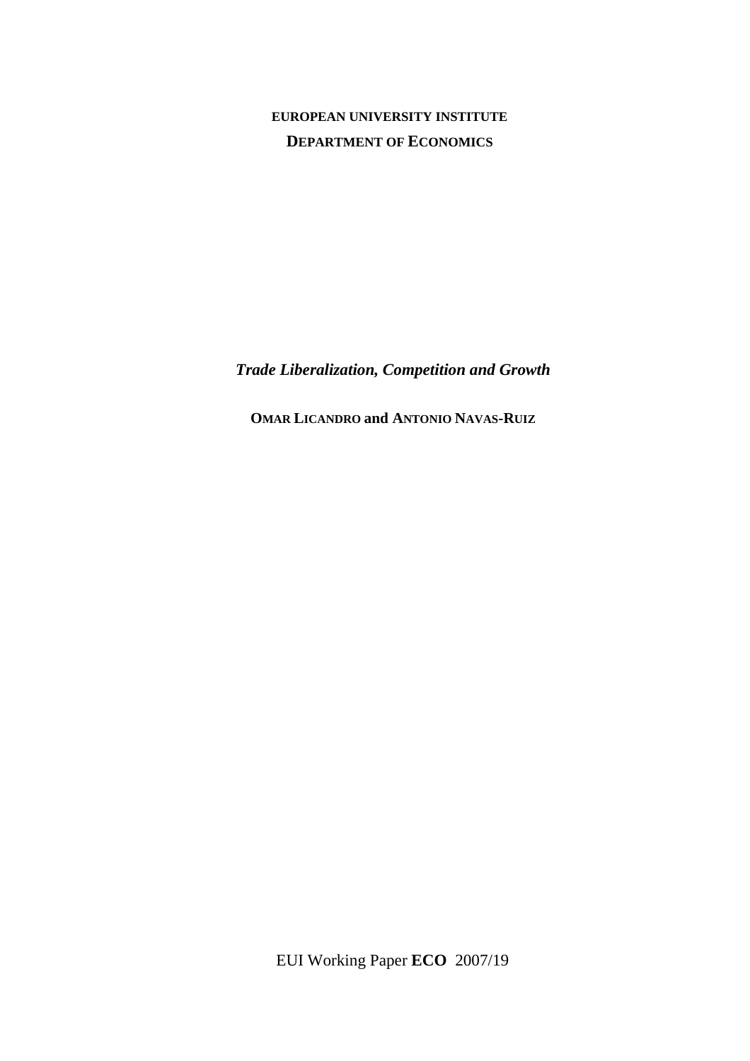**EUROPEAN UNIVERSITY INSTITUTE**

**DEPARTMENT OF ECONOMICS**

# *Trade Liberalization, Competition and Growth*

**OMAR LICANDRO and ANTONIO NAVAS-RUIZ**

EUI Working Paper **ECO** 2007/19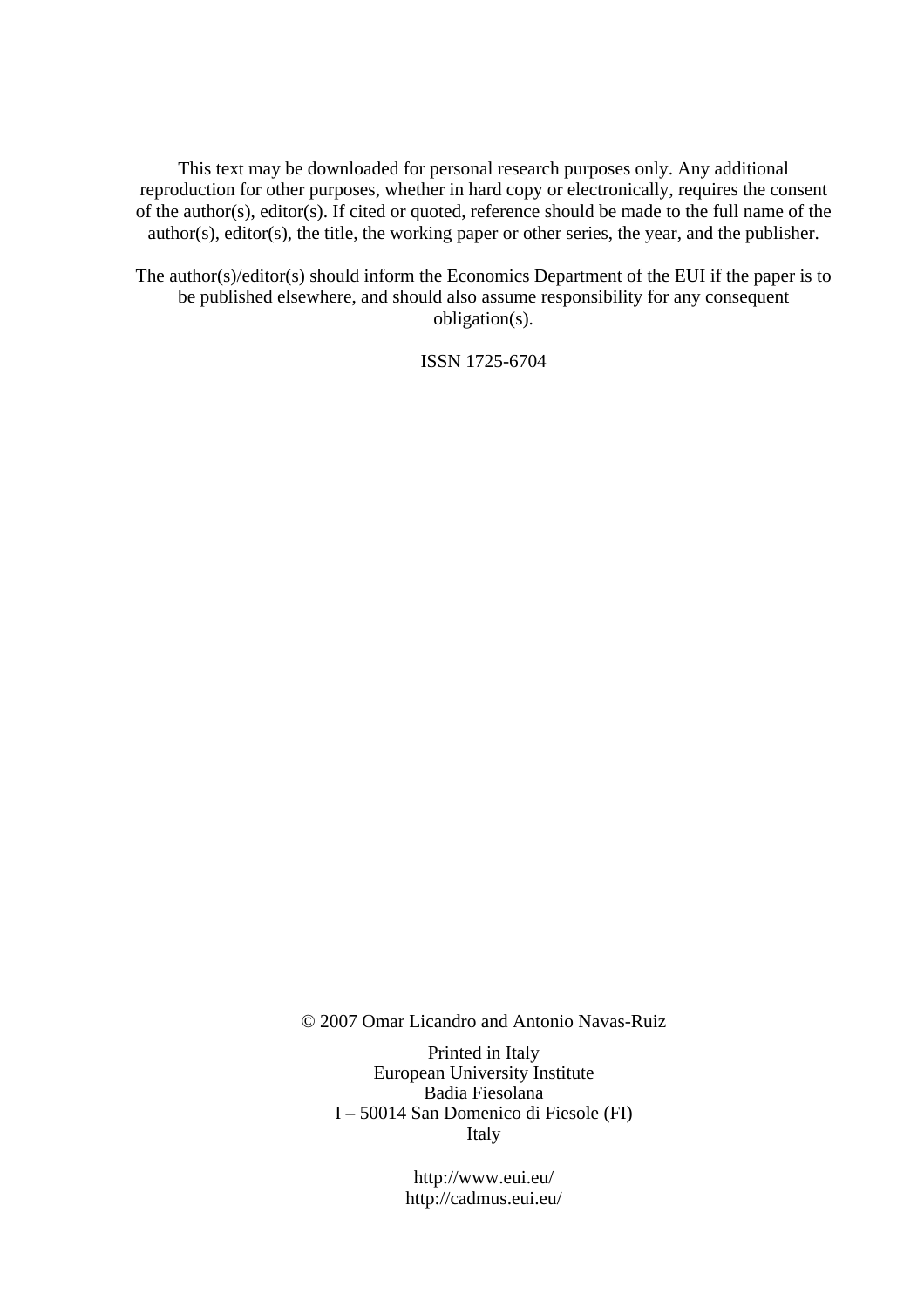This text may be downloaded for personal research purposes only. Any additional reproduction for other purposes, whether in hard copy or electronically, requires the consent of the author(s), editor(s). If cited or quoted, reference should be made to the full name of the author(s), editor(s), the title, the working paper or other series, the year, and the publisher.

The author(s)/editor(s) should inform the Economics Department of the EUI if the paper is to be published elsewhere, and should also assume responsibility for any consequent obligation(s).

ISSN 1725-6704

© 2007 Omar Licandro and Antonio Navas-Ruiz

Printed in Italy
European University Institute
Badia Fiesolana
I – 50014 San Domenico di Fiesole (FI)
Italy

http://www.eui.eu/
http://cadmus.eui.eu/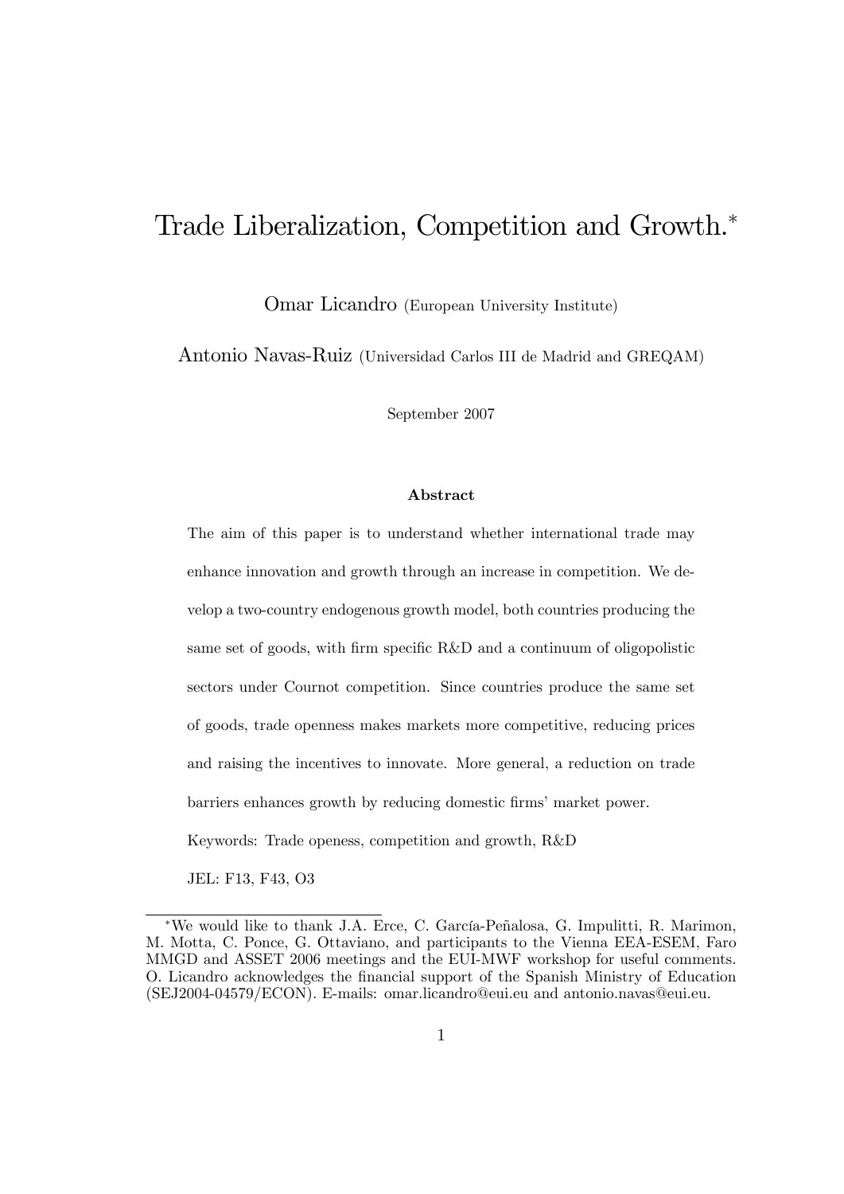# Trade Liberalization, Competition and Growth.*

Omar Licandro (European University Institute)

Antonio Navas-Ruiz (Universidad Carlos III de Madrid and GREQAM)

September 2007

**Abstract**

The aim of this paper is to understand whether international trade may enhance innovation and growth through an increase in competition. We develop a two-country endogenous growth model, both countries producing the same set of goods, with firm specific R&D and a continuum of oligopolistic sectors under Cournot competition. Since countries produce the same set of goods, trade openness makes markets more competitive, reducing prices and raising the incentives to innovate. More general, a reduction on trade barriers enhances growth by reducing domestic firms' market power.

Keywords: Trade openess, competition and growth, R&D

JEL: F13, F43, O3

---

*We would like to thank J.A. Erce, C. García-Peñalosa, G. Impulitti, R. Marimon, M. Motta, C. Ponce, G. Ottaviano, and participants to the Vienna EEA-ESEM, Faro MMGD and ASSET 2006 meetings and the EUI-MWF workshop for useful comments. O. Licandro acknowledges the financial support of the Spanish Ministry of Education (SEJ2004-04579/ECON). E-mails: omar.licandro@eui.eu and antonio.navas@eui.eu.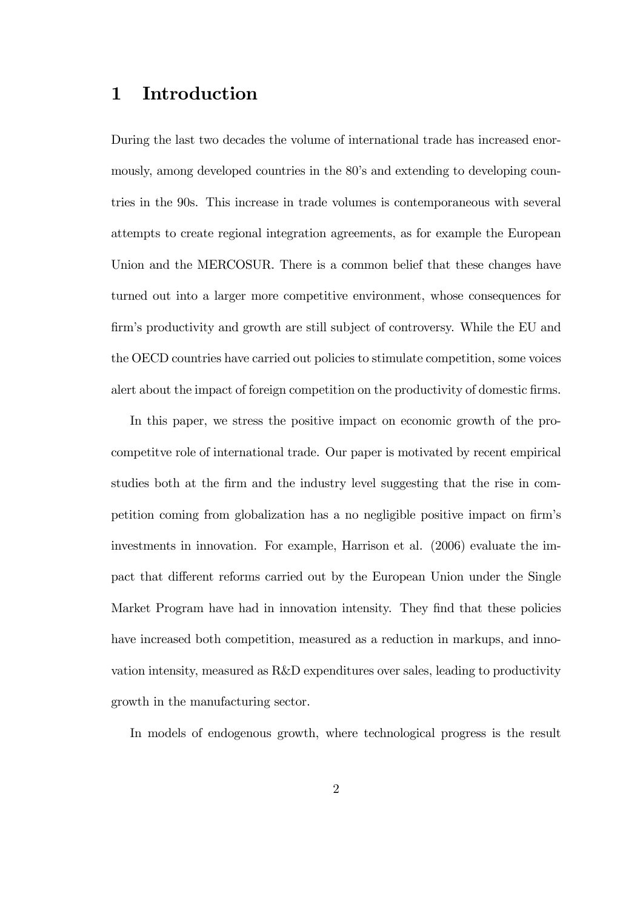# 1 Introduction

During the last two decades the volume of international trade has increased enormously, among developed countries in the 80's and extending to developing countries in the 90s. This increase in trade volumes is contemporaneous with several attempts to create regional integration agreements, as for example the European Union and the MERCOSUR. There is a common belief that these changes have turned out into a larger more competitive environment, whose consequences for firm's productivity and growth are still subject of controversy. While the EU and the OECD countries have carried out policies to stimulate competition, some voices alert about the impact of foreign competition on the productivity of domestic firms.

In this paper, we stress the positive impact on economic growth of the procompetitve role of international trade. Our paper is motivated by recent empirical studies both at the firm and the industry level suggesting that the rise in competition coming from globalization has a no negligible positive impact on firm's investments in innovation. For example, Harrison et al. (2006) evaluate the impact that different reforms carried out by the European Union under the Single Market Program have had in innovation intensity. They find that these policies have increased both competition, measured as a reduction in markups, and innovation intensity, measured as R&D expenditures over sales, leading to productivity growth in the manufacturing sector.

In models of endogenous growth, where technological progress is the result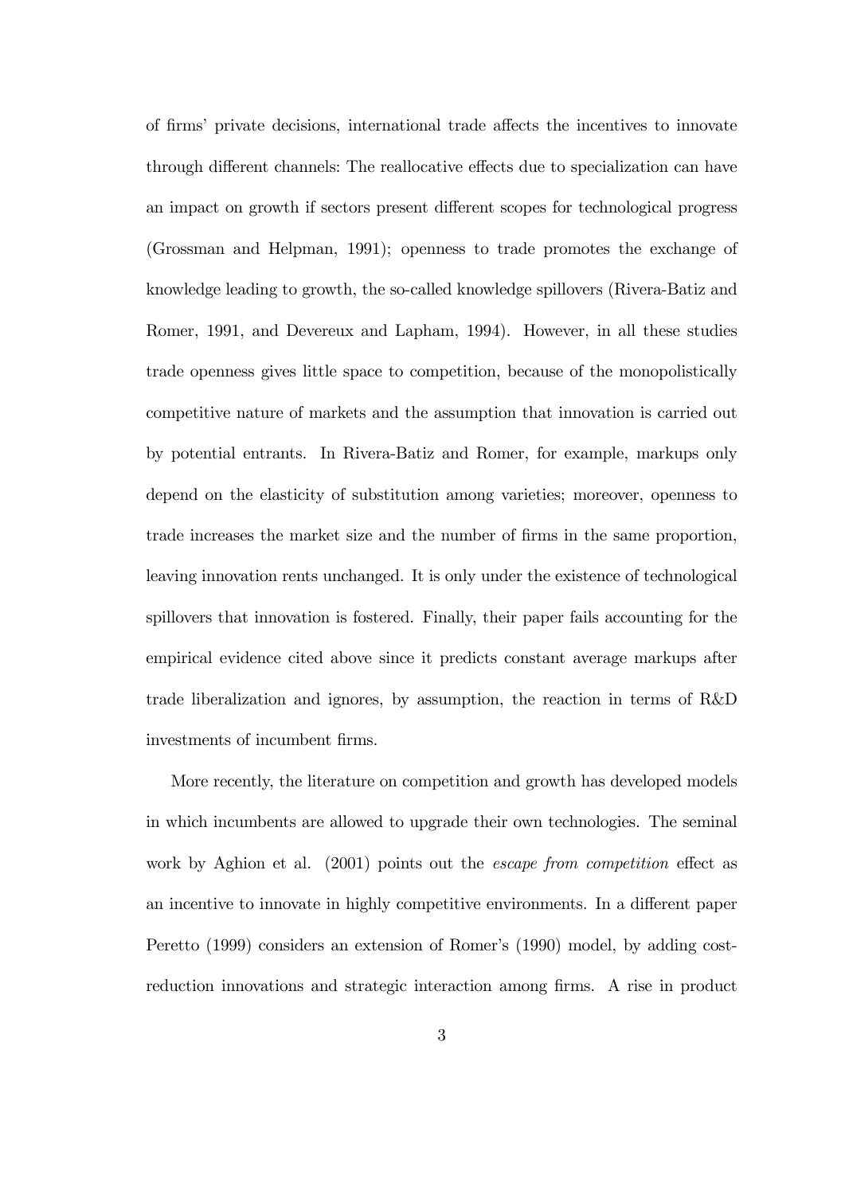of firms' private decisions, international trade affects the incentives to innovate through different channels: The reallocative effects due to specialization can have an impact on growth if sectors present different scopes for technological progress (Grossman and Helpman, 1991); openness to trade promotes the exchange of knowledge leading to growth, the so-called knowledge spillovers (Rivera-Batiz and Romer, 1991, and Devereux and Lapham, 1994). However, in all these studies trade openness gives little space to competition, because of the monopolistically competitive nature of markets and the assumption that innovation is carried out by potential entrants. In Rivera-Batiz and Romer, for example, markups only depend on the elasticity of substitution among varieties; moreover, openness to trade increases the market size and the number of firms in the same proportion, leaving innovation rents unchanged. It is only under the existence of technological spillovers that innovation is fostered. Finally, their paper fails accounting for the empirical evidence cited above since it predicts constant average markups after trade liberalization and ignores, by assumption, the reaction in terms of R&D investments of incumbent firms.

More recently, the literature on competition and growth has developed models in which incumbents are allowed to upgrade their own technologies. The seminal work by Aghion et al. (2001) points out the *escape from competition* effect as an incentive to innovate in highly competitive environments. In a different paper Peretto (1999) considers an extension of Romer's (1990) model, by adding cost-reduction innovations and strategic interaction among firms. A rise in product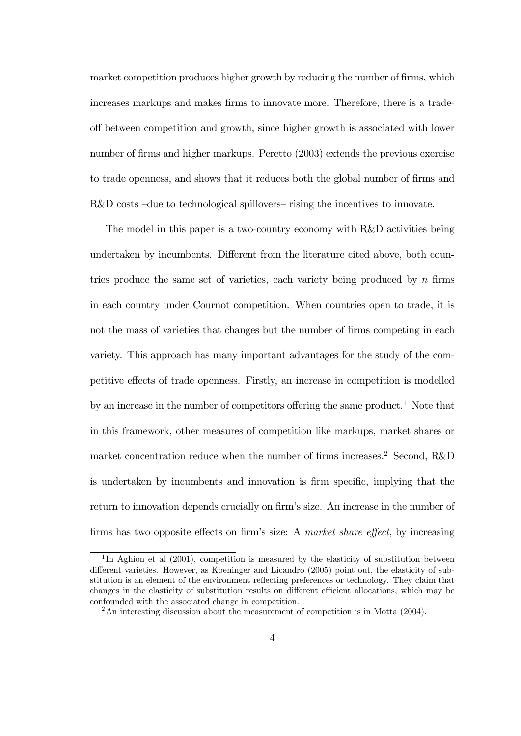market competition produces higher growth by reducing the number of firms, which increases markups and makes firms to innovate more. Therefore, there is a trade-off between competition and growth, since higher growth is associated with lower number of firms and higher markups. Peretto (2003) extends the previous exercise to trade openness, and shows that it reduces both the global number of firms and R&D costs –due to technological spillovers– rising the incentives to innovate.

The model in this paper is a two-country economy with R&D activities being undertaken by incumbents. Different from the literature cited above, both countries produce the same set of varieties, each variety being produced by $n$ firms in each country under Cournot competition. When countries open to trade, it is not the mass of varieties that changes but the number of firms competing in each variety. This approach has many important advantages for the study of the competitive effects of trade openness. Firstly, an increase in competition is modelled by an increase in the number of competitors offering the same product.[1] Note that in this framework, other measures of competition like markups, market shares or market concentration reduce when the number of firms increases.[2] Second, R&D is undertaken by incumbents and innovation is firm specific, implying that the return to innovation depends crucially on firm's size. An increase in the number of firms has two opposite effects on firm's size: A *market share effect*, by increasing

---

[1] In Aghion et al (2001), competition is measured by the elasticity of substitution between different varieties. However, as Koeninger and Licandro (2005) point out, the elasticity of substitution is an element of the environment reflecting preferences or technology. They claim that changes in the elasticity of substitution results on different efficient allocations, which may be confounded with the associated change in competition.

[2] An interesting discussion about the measurement of competition is in Motta (2004).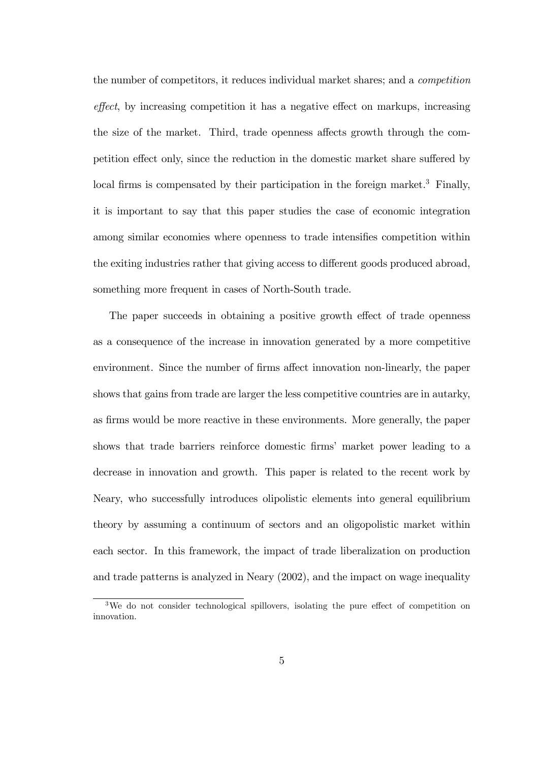the number of competitors, it reduces individual market shares; and a *competition effect*, by increasing competition it has a negative effect on markups, increasing the size of the market. Third, trade openness affects growth through the competition effect only, since the reduction in the domestic market share suffered by local firms is compensated by their participation in the foreign market.[3] Finally, it is important to say that this paper studies the case of economic integration among similar economies where openness to trade intensifies competition within the exiting industries rather that giving access to different goods produced abroad, something more frequent in cases of North-South trade.

The paper succeeds in obtaining a positive growth effect of trade openness as a consequence of the increase in innovation generated by a more competitive environment. Since the number of firms affect innovation non-linearly, the paper shows that gains from trade are larger the less competitive countries are in autarky, as firms would be more reactive in these environments. More generally, the paper shows that trade barriers reinforce domestic firms' market power leading to a decrease in innovation and growth. This paper is related to the recent work by Neary, who successfully introduces olipolistic elements into general equilibrium theory by assuming a continuum of sectors and an oligopolistic market within each sector. In this framework, the impact of trade liberalization on production and trade patterns is analyzed in Neary (2002), and the impact on wage inequality

[3] We do not consider technological spillovers, isolating the pure effect of competition on innovation.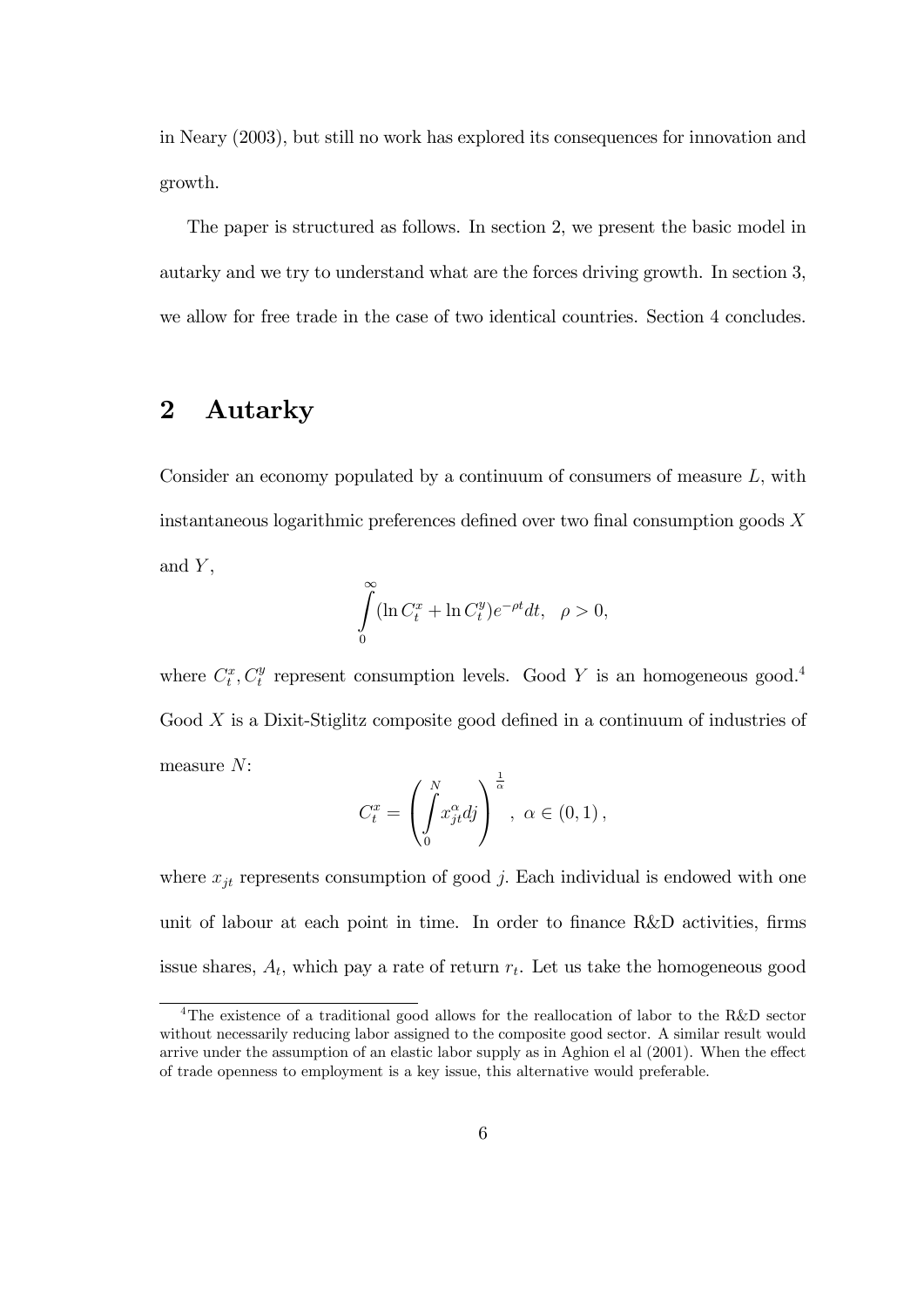in Neary (2003), but still no work has explored its consequences for innovation and growth.

The paper is structured as follows. In section 2, we present the basic model in autarky and we try to understand what are the forces driving growth. In section 3, we allow for free trade in the case of two identical countries. Section 4 concludes.

## 2 Autarky

Consider an economy populated by a continuum of consumers of measure $L$, with instantaneous logarithmic preferences defined over two final consumption goods $X$ and $Y$,

$$\int_0^\infty (\ln C_t^x + \ln C_t^y)e^{-\rho t}dt, \quad \rho > 0,$$

where $C_t^x, C_t^y$ represent consumption levels. Good $Y$ is an homogeneous good.[4] Good $X$ is a Dixit-Stiglitz composite good defined in a continuum of industries of measure $N$:

$$C_t^x = \left( \int_0^N x_{jt}^\alpha dj \right)^{\frac{1}{\alpha}}, \ \alpha \in (0, 1),$$

where $x_{jt}$ represents consumption of good $j$. Each individual is endowed with one unit of labour at each point in time. In order to finance R&D activities, firms issue shares, $A_t$, which pay a rate of return $r_t$. Let us take the homogeneous good

[4] The existence of a traditional good allows for the reallocation of labor to the R&D sector without necessarily reducing labor assigned to the composite good sector. A similar result would arrive under the assumption of an elastic labor supply as in Aghion el al (2001). When the effect of trade openness to employment is a key issue, this alternative would preferable.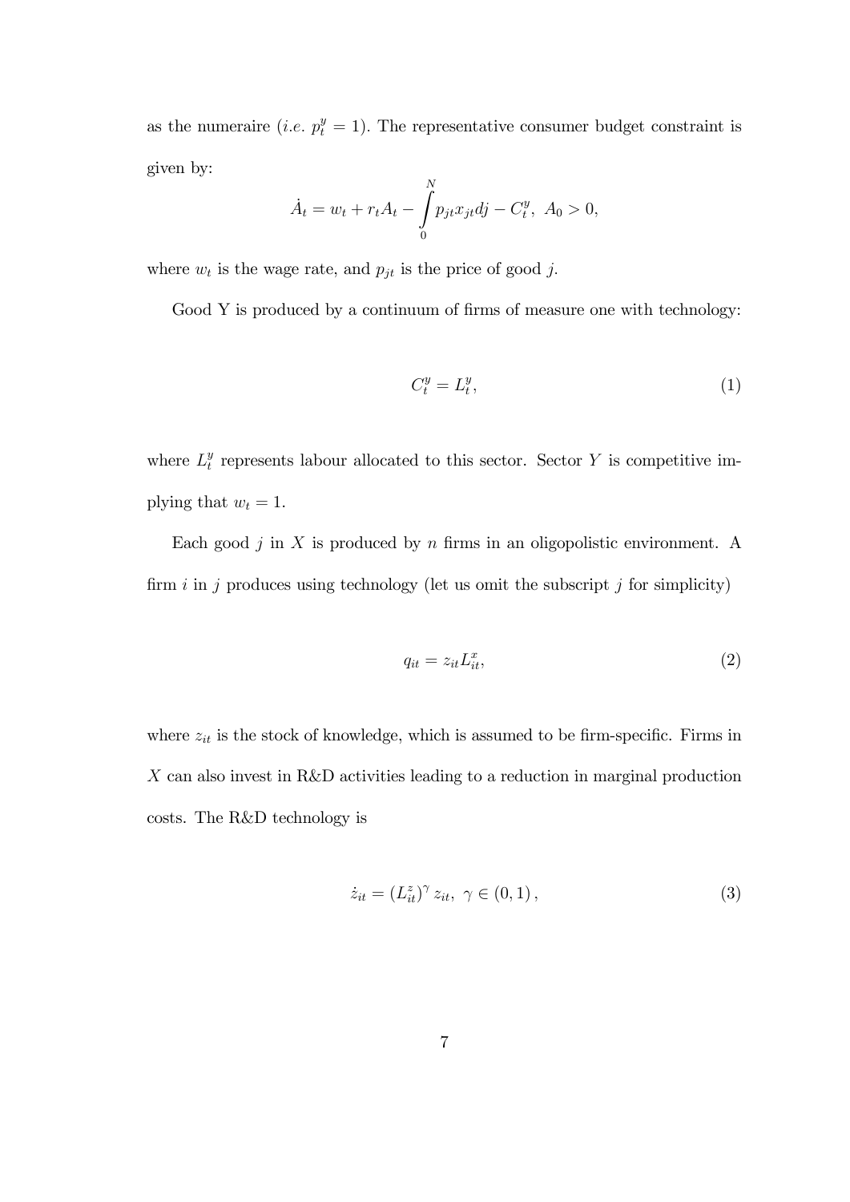as the numeraire (*i.e.* $p_t^y = 1$). The representative consumer budget constraint is given by:

$$\dot{A}_t = w_t + r_t A_t - \int_0^N p_{jt} x_{jt} dj - C_t^y, \; A_0 > 0,$$

where $w_t$ is the wage rate, and $p_{jt}$ is the price of good $j$.

Good Y is produced by a continuum of firms of measure one with technology:

$$C_t^y = L_t^y, \tag{1}$$

where $L_t^y$ represents labour allocated to this sector. Sector $Y$ is competitive implying that $w_t = 1$.

Each good $j$ in $X$ is produced by $n$ firms in an oligopolistic environment. A firm $i$ in $j$ produces using technology (let us omit the subscript $j$ for simplicity)

$$q_{it} = z_{it} L_{it}^x, \tag{2}$$

where $z_{it}$ is the stock of knowledge, which is assumed to be firm-specific. Firms in $X$ can also invest in R&D activities leading to a reduction in marginal production costs. The R&D technology is

$$\dot{z}_{it} = (L_{it}^z)^\gamma z_{it}, \; \gamma \in (0, 1), \tag{3}$$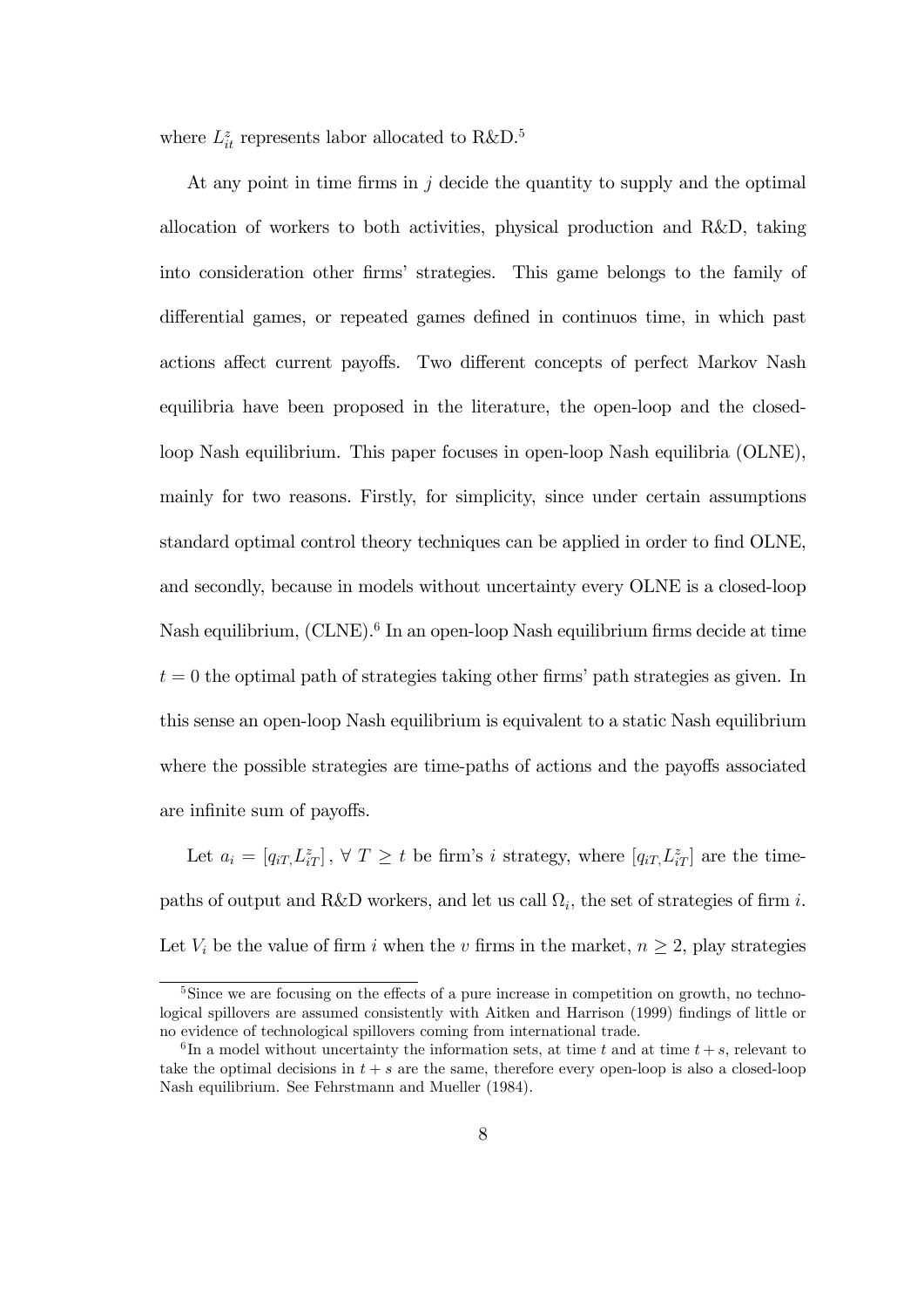where $L_{it}^{z}$ represents labor allocated to R&D.[5]

At any point in time firms in $j$ decide the quantity to supply and the optimal allocation of workers to both activities, physical production and R&D, taking into consideration other firms' strategies. This game belongs to the family of differential games, or repeated games defined in continuos time, in which past actions affect current payoffs. Two different concepts of perfect Markov Nash equilibria have been proposed in the literature, the open-loop and the closed-loop Nash equilibrium. This paper focuses in open-loop Nash equilibria (OLNE), mainly for two reasons. Firstly, for simplicity, since under certain assumptions standard optimal control theory techniques can be applied in order to find OLNE, and secondly, because in models without uncertainty every OLNE is a closed-loop Nash equilibrium, (CLNE).[6] In an open-loop Nash equilibrium firms decide at time $t = 0$ the optimal path of strategies taking other firms' path strategies as given. In this sense an open-loop Nash equilibrium is equivalent to a static Nash equilibrium where the possible strategies are time-paths of actions and the payoffs associated are infinite sum of payoffs.

Let $a_i = [q_{iT,} L_{iT}^{z}]$, $\forall\ T \geq t$ be firm's $i$ strategy, where $[q_{iT,} L_{iT}^{z}]$ are the time-paths of output and R&D workers, and let us call $\Omega_i$, the set of strategies of firm $i$. Let $V_i$ be the value of firm $i$ when the $v$ firms in the market, $n \geq 2$, play strategies

[5] Since we are focusing on the effects of a pure increase in competition on growth, no technological spillovers are assumed consistently with Aitken and Harrison (1999) findings of little or no evidence of technological spillovers coming from international trade.

[6] In a model without uncertainty the information sets, at time $t$ and at time $t + s$, relevant to take the optimal decisions in $t + s$ are the same, therefore every open-loop is also a closed-loop Nash equilibrium. See Fehrstmann and Mueller (1984).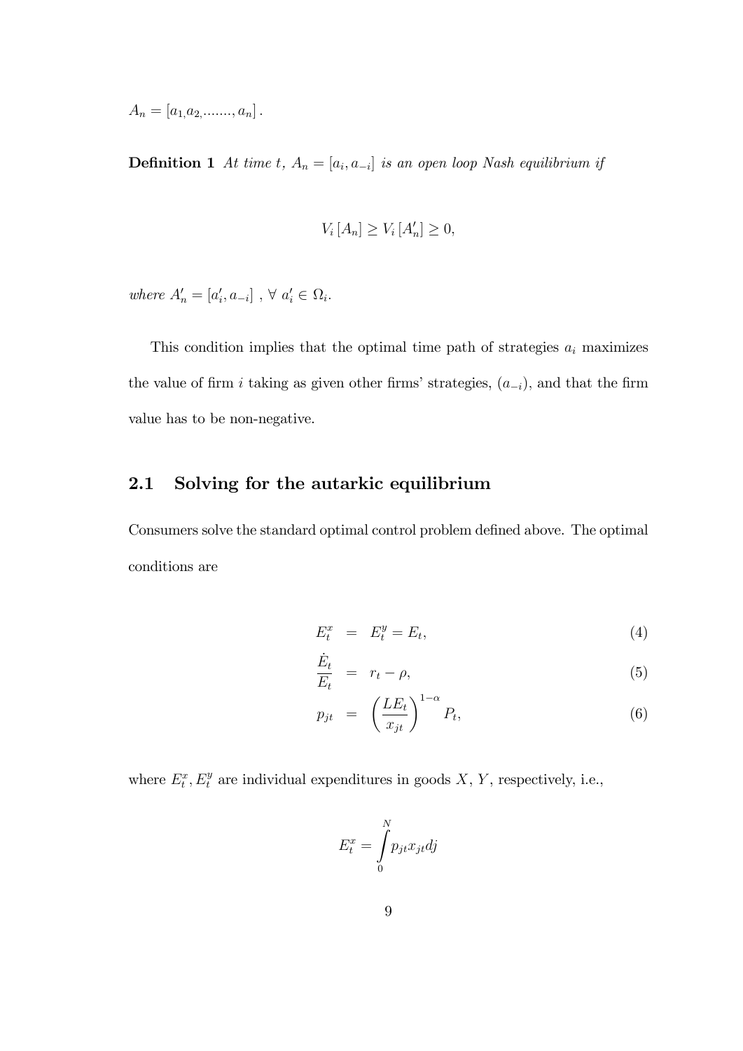$A_n = [a_{1,}a_{2,}......., a_n]$.

**Definition 1** *At time $t$, $A_n = [a_i, a_{-i}]$ is an open loop Nash equilibrium if*

$$V_i [A_n] \geq V_i [A'_n] \geq 0,$$

*where $A'_n = [a'_i, a_{-i}]$ , $\forall\ a'_i \in \Omega_i$.*

This condition implies that the optimal time path of strategies $a_i$ maximizes the value of firm $i$ taking as given other firms' strategies, $(a_{-i})$, and that the firm value has to be non-negative.

## 2.1 Solving for the autarkic equilibrium

Consumers solve the standard optimal control problem defined above. The optimal conditions are

$$E_t^x = E_t^y = E_t, \tag{4}$$

$$\frac{\dot{E}_t}{E_t} = r_t - \rho, \tag{5}$$

$$p_{jt} = \left(\frac{LE_t}{x_{jt}}\right)^{1-\alpha} P_t, \tag{6}$$

where $E_t^x, E_t^y$ are individual expenditures in goods $X$, $Y$, respectively, i.e.,

$$E_t^x = \int_0^N p_{jt} x_{jt} dj$$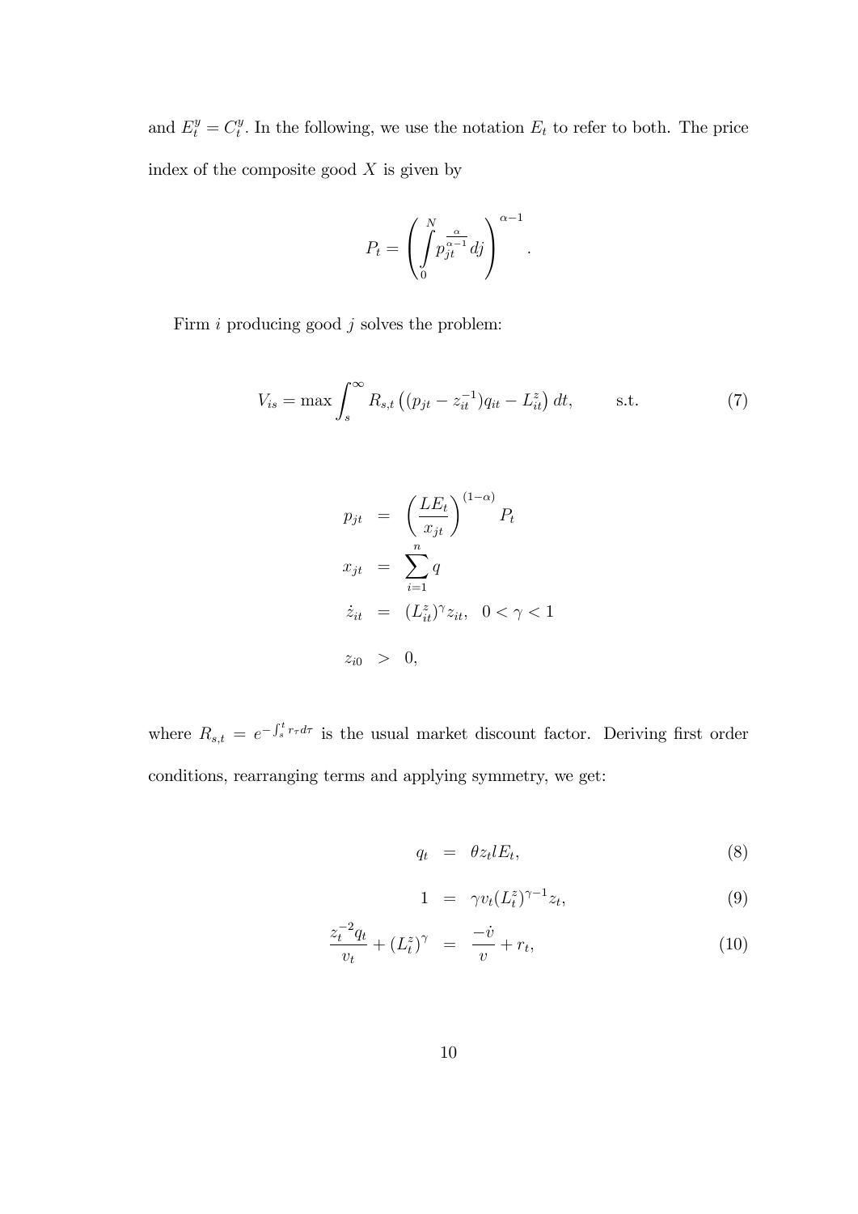and $E_t^y = C_t^y$. In the following, we use the notation $E_t$ to refer to both. The price index of the composite good $X$ is given by

$$P_t = \left( \int_0^N p_{jt}^{\frac{\alpha}{\alpha-1}} dj \right)^{\alpha - 1}.$$

Firm $i$ producing good $j$ solves the problem:

$$V_{is} = \max \int_s^\infty R_{s,t} \left( (p_{jt} - z_{it}^{-1}) q_{it} - L_{it}^z \right) dt, \qquad \text{s.t.} \tag{7}$$

$$\begin{aligned}
p_{jt} &= \left( \frac{LE_t}{x_{jt}} \right)^{(1-\alpha)} P_t \\
x_{jt} &= \sum_{i=1}^n q \\
\dot{z}_{it} &= (L_{it}^z)^\gamma z_{it}, \quad 0 < \gamma < 1 \\
z_{i0} &> 0,
\end{aligned}$$

where $R_{s,t} = e^{-\int_s^t r_\tau d\tau}$ is the usual market discount factor. Deriving first order conditions, rearranging terms and applying symmetry, we get:

$$q_t = \theta z_t l E_t, \tag{8}$$

$$1 = \gamma v_t (L_t^z)^{\gamma - 1} z_t, \tag{9}$$

$$\frac{z_t^{-2} q_t}{v_t} + (L_t^z)^\gamma = \frac{-\dot{v}}{v} + r_t, \tag{10}$$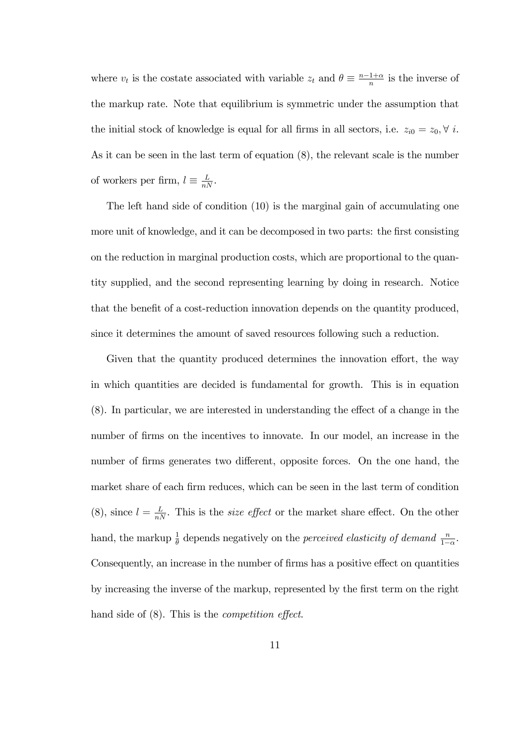where $v_t$ is the costate associated with variable $z_t$ and $\theta \equiv \frac{n-1+\alpha}{n}$ is the inverse of the markup rate. Note that equilibrium is symmetric under the assumption that the initial stock of knowledge is equal for all firms in all sectors, i.e. $z_{i0} = z_0, \forall\ i$. As it can be seen in the last term of equation (8), the relevant scale is the number of workers per firm, $l \equiv \frac{L}{nN}$.

The left hand side of condition (10) is the marginal gain of accumulating one more unit of knowledge, and it can be decomposed in two parts: the first consisting on the reduction in marginal production costs, which are proportional to the quantity supplied, and the second representing learning by doing in research. Notice that the benefit of a cost-reduction innovation depends on the quantity produced, since it determines the amount of saved resources following such a reduction.

Given that the quantity produced determines the innovation effort, the way in which quantities are decided is fundamental for growth. This is in equation (8). In particular, we are interested in understanding the effect of a change in the number of firms on the incentives to innovate. In our model, an increase in the number of firms generates two different, opposite forces. On the one hand, the market share of each firm reduces, which can be seen in the last term of condition (8), since $l = \frac{L}{nN}$. This is the *size effect* or the market share effect. On the other hand, the markup $\frac{1}{\theta}$ depends negatively on the *perceived elasticity of demand* $\frac{n}{1-\alpha}$. Consequently, an increase in the number of firms has a positive effect on quantities by increasing the inverse of the markup, represented by the first term on the right hand side of (8). This is the *competition effect*.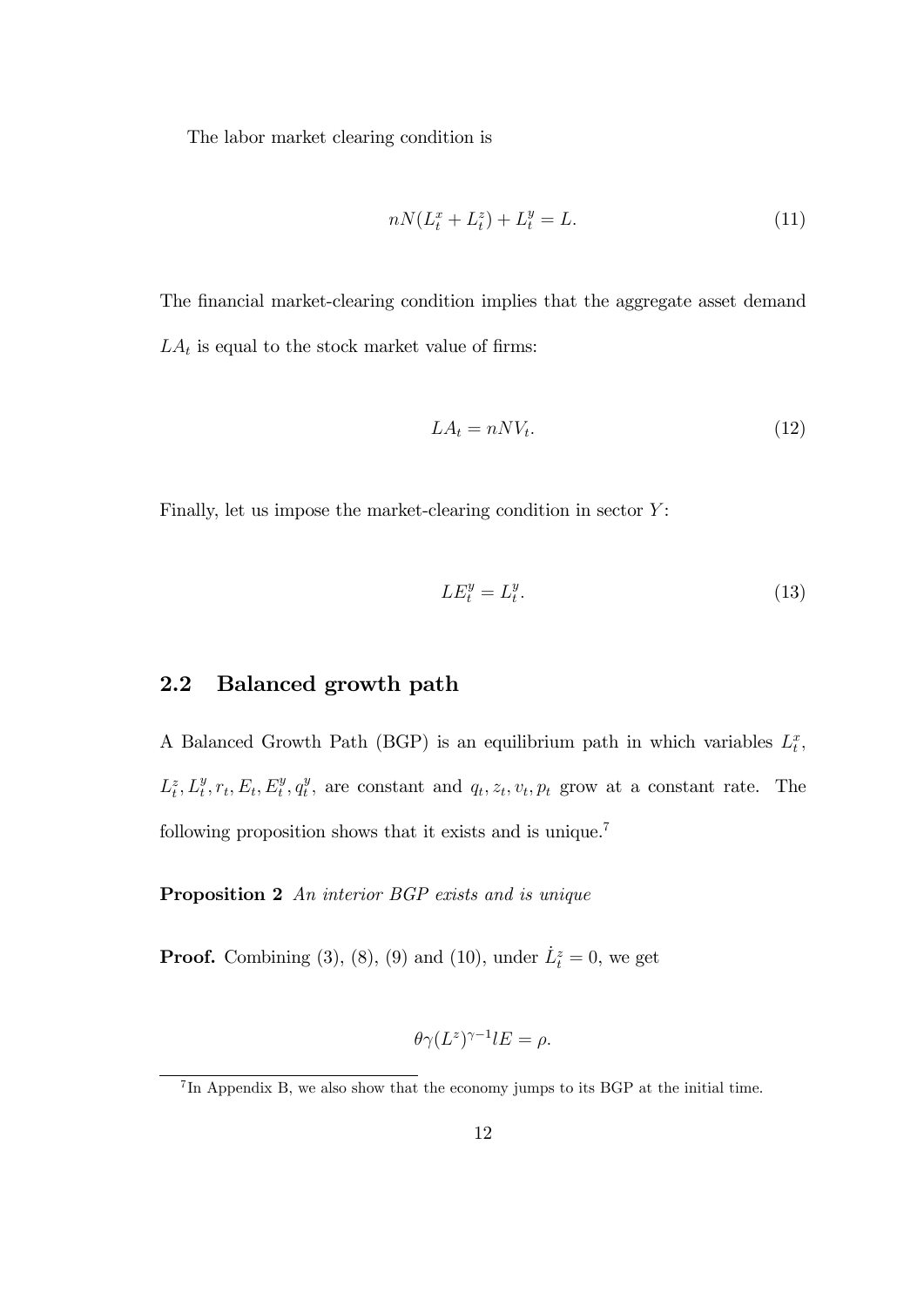The labor market clearing condition is

$$nN(L_t^x + L_t^z) + L_t^y = L. \tag{11}$$

The financial market-clearing condition implies that the aggregate asset demand $LA_t$ is equal to the stock market value of firms:

$$LA_t = nNV_t. \tag{12}$$

Finally, let us impose the market-clearing condition in sector $Y$:

$$LE_t^y = L_t^y. \tag{13}$$

## 2.2 Balanced growth path

A Balanced Growth Path (BGP) is an equilibrium path in which variables $L_t^x$, $L_t^z, L_t^y, r_t, E_t, E_t^y, q_t^y$, are constant and $q_t, z_t, v_t, p_t$ grow at a constant rate. The following proposition shows that it exists and is unique.[7]

**Proposition 2** *An interior BGP exists and is unique*

**Proof.** Combining (3), (8), (9) and (10), under $\dot{L}_t^z = 0$, we get

$$\theta\gamma(L^z)^{\gamma-1}lE = \rho.$$

[7] In Appendix B, we also show that the economy jumps to its BGP at the initial time.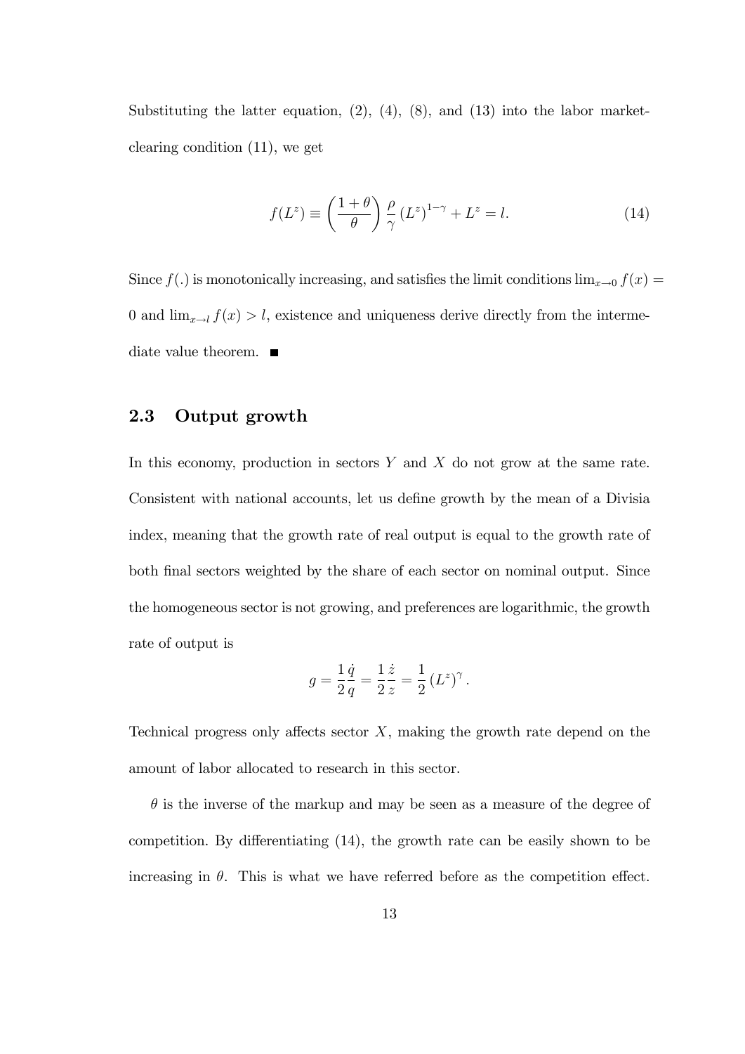Substituting the latter equation, (2), (4), (8), and (13) into the labor market-clearing condition (11), we get

$$f(L^z) \equiv \left(\frac{1+\theta}{\theta}\right) \frac{\rho}{\gamma} \left(L^z\right)^{1-\gamma} + L^z = l. \tag{14}$$

Since $f(.)$ is monotonically increasing, and satisfies the limit conditions $\lim_{x \to 0} f(x) = 0$ and $\lim_{x \to l} f(x) > l$, existence and uniqueness derive directly from the intermediate value theorem. ■

## 2.3 Output growth

In this economy, production in sectors $Y$ and $X$ do not grow at the same rate. Consistent with national accounts, let us define growth by the mean of a Divisia index, meaning that the growth rate of real output is equal to the growth rate of both final sectors weighted by the share of each sector on nominal output. Since the homogeneous sector is not growing, and preferences are logarithmic, the growth rate of output is

$$g = \frac{1}{2}\frac{\dot{q}}{q} = \frac{1}{2}\frac{\dot{z}}{z} = \frac{1}{2}\left(L^z\right)^{\gamma}.$$

Technical progress only affects sector $X$, making the growth rate depend on the amount of labor allocated to research in this sector.

$\theta$ is the inverse of the markup and may be seen as a measure of the degree of competition. By differentiating (14), the growth rate can be easily shown to be increasing in $\theta$. This is what we have referred before as the competition effect.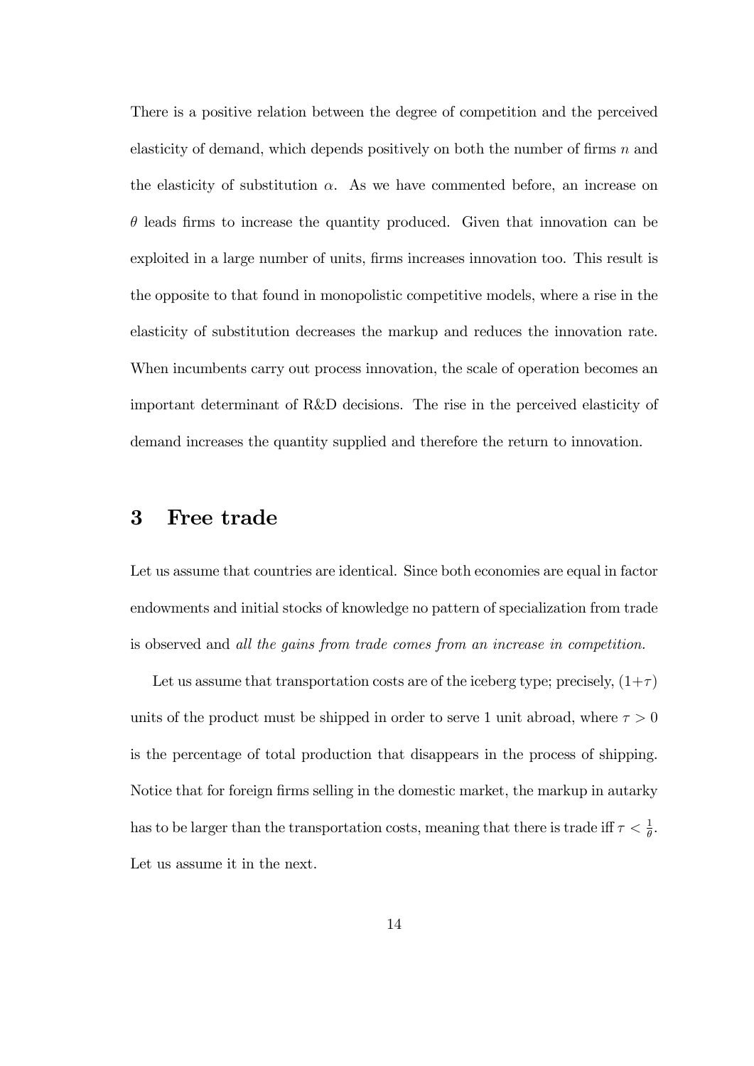There is a positive relation between the degree of competition and the perceived elasticity of demand, which depends positively on both the number of firms $n$ and the elasticity of substitution $\alpha$. As we have commented before, an increase on $\theta$ leads firms to increase the quantity produced. Given that innovation can be exploited in a large number of units, firms increases innovation too. This result is the opposite to that found in monopolistic competitive models, where a rise in the elasticity of substitution decreases the markup and reduces the innovation rate. When incumbents carry out process innovation, the scale of operation becomes an important determinant of R&D decisions. The rise in the perceived elasticity of demand increases the quantity supplied and therefore the return to innovation.

# 3 Free trade

Let us assume that countries are identical. Since both economies are equal in factor endowments and initial stocks of knowledge no pattern of specialization from trade is observed and *all the gains from trade comes from an increase in competition.*

Let us assume that transportation costs are of the iceberg type; precisely, $(1+\tau)$ units of the product must be shipped in order to serve 1 unit abroad, where $\tau > 0$ is the percentage of total production that disappears in the process of shipping. Notice that for foreign firms selling in the domestic market, the markup in autarky has to be larger than the transportation costs, meaning that there is trade iff $\tau < \frac{1}{\theta}$. Let us assume it in the next.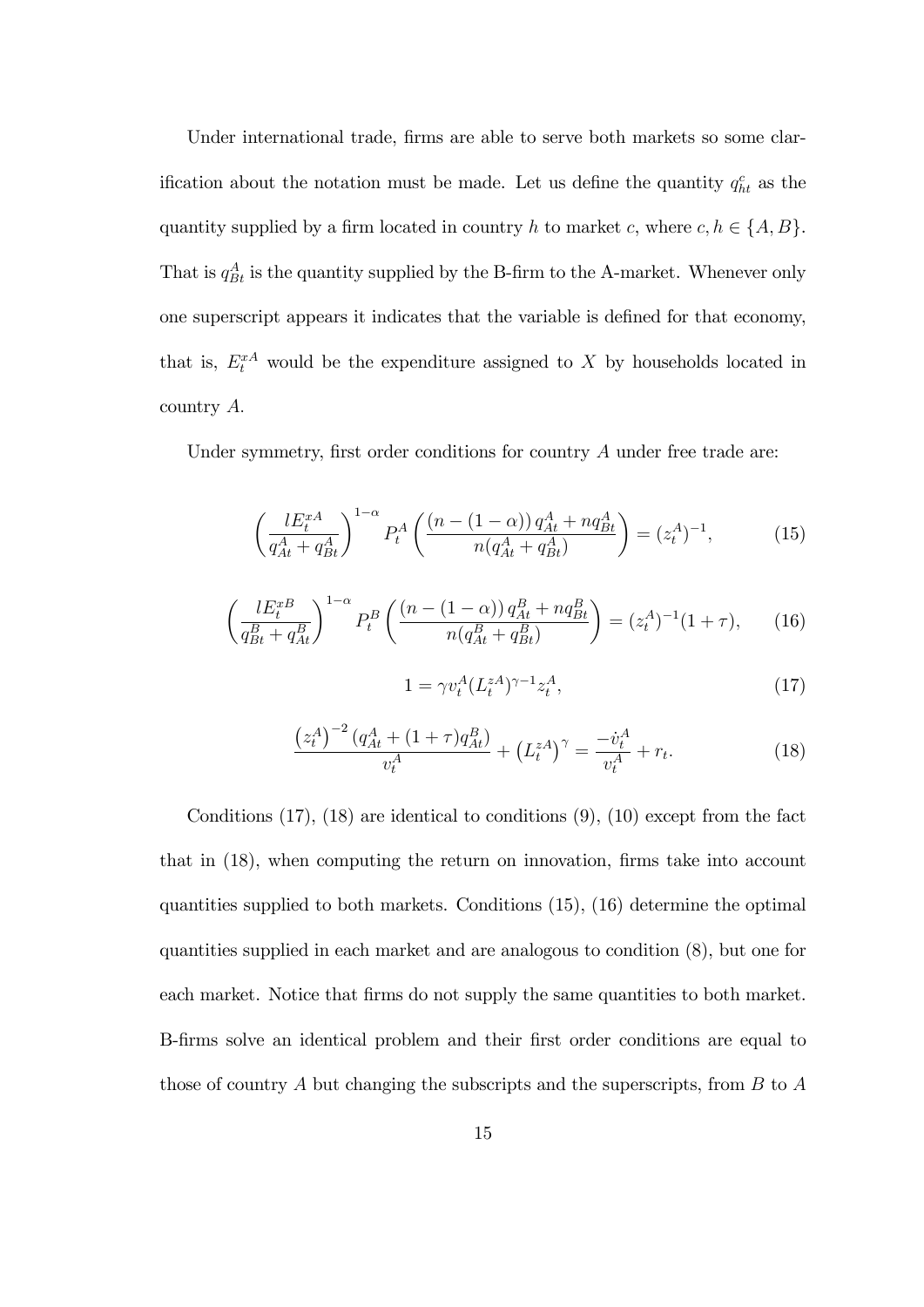Under international trade, firms are able to serve both markets so some clarification about the notation must be made. Let us define the quantity $q_{ht}^{c}$ as the quantity supplied by a firm located in country $h$ to market $c$, where $c, h \in \{A, B\}$. That is $q_{Bt}^{A}$ is the quantity supplied by the B-firm to the A-market. Whenever only one superscript appears it indicates that the variable is defined for that economy, that is, $E_t^{xA}$ would be the expenditure assigned to $X$ by households located in country $A$.

Under symmetry, first order conditions for country $A$ under free trade are:

$$\left(\frac{lE_t^{xA}}{q_{At}^{A}+q_{Bt}^{A}}\right)^{1-\alpha} P_t^A \left(\frac{\left(n-(1-\alpha)\right) q_{At}^{A}+nq_{Bt}^{A}}{n(q_{At}^{A}+q_{Bt}^{A})}\right)=(z_t^A)^{-1}, \tag{15}$$

$$\left(\frac{lE_t^{xB}}{q_{Bt}^{B}+q_{At}^{B}}\right)^{1-\alpha} P_t^B \left(\frac{\left(n-(1-\alpha)\right) q_{At}^{B}+nq_{Bt}^{B}}{n(q_{At}^{B}+q_{Bt}^{B})}\right)=(z_t^A)^{-1}(1+\tau), \tag{16}$$

$$1=\gamma v_t^A (L_t^{zA})^{\gamma-1} z_t^A, \tag{17}$$

$$\frac{\left(z_t^A\right)^{-2}(q_{At}^{A}+(1+\tau)q_{At}^{B})}{v_t^A}+\left(L_t^{zA}\right)^{\gamma}=\frac{-\dot{v}_t^A}{v_t^A}+r_t. \tag{18}$$

Conditions (17), (18) are identical to conditions (9), (10) except from the fact that in (18), when computing the return on innovation, firms take into account quantities supplied to both markets. Conditions (15), (16) determine the optimal quantities supplied in each market and are analogous to condition (8), but one for each market. Notice that firms do not supply the same quantities to both market. B-firms solve an identical problem and their first order conditions are equal to those of country $A$ but changing the subscripts and the superscripts, from $B$ to $A$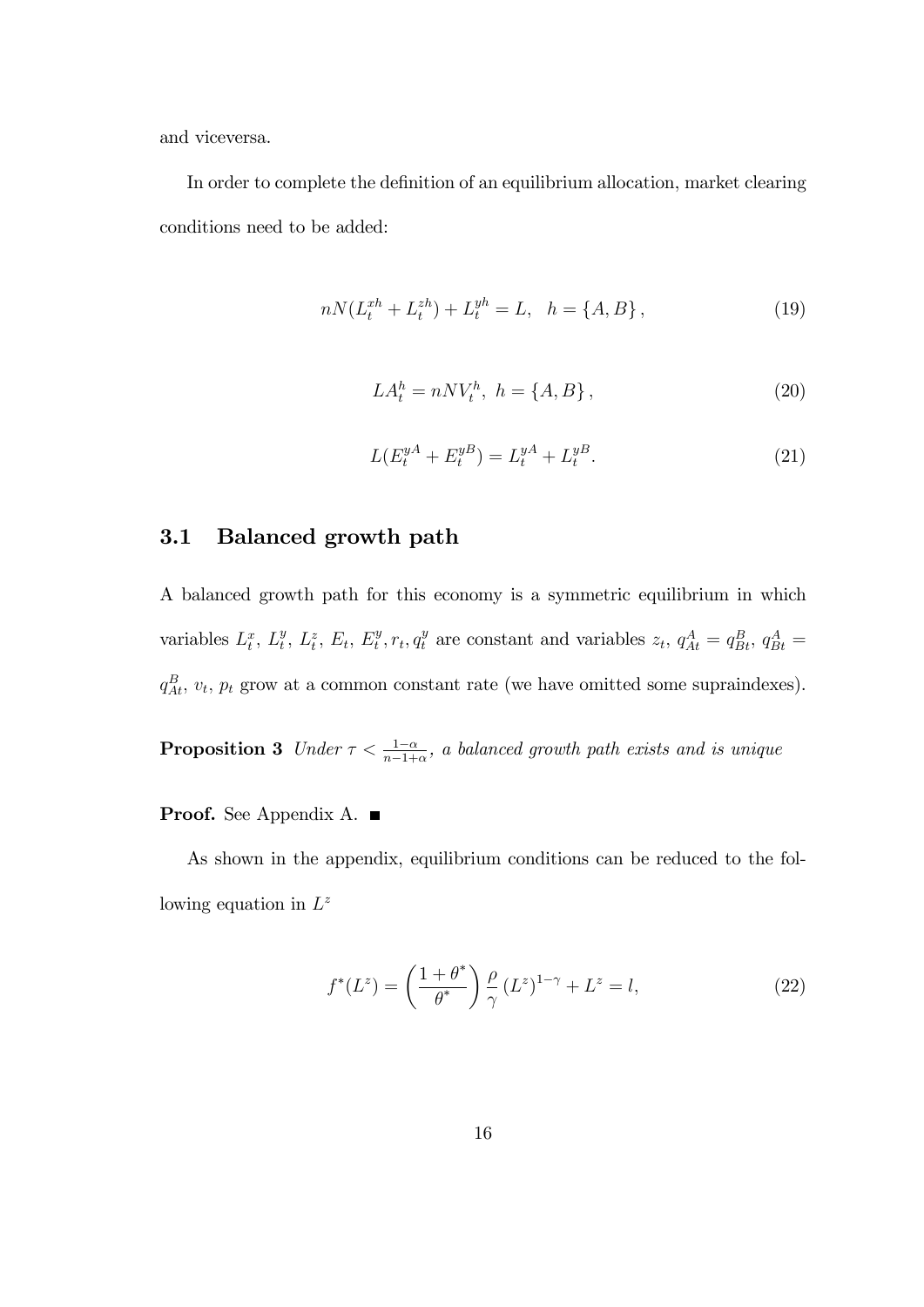and viceversa.

In order to complete the definition of an equilibrium allocation, market clearing conditions need to be added:

$$nN(L_t^{xh} + L_t^{zh}) + L_t^{yh} = L, \quad h = \{A, B\}, \tag{19}$$

$$LA_t^h = nNV_t^h, \; h = \{A, B\}, \tag{20}$$

$$L(E_t^{yA} + E_t^{yB}) = L_t^{yA} + L_t^{yB}. \tag{21}$$

## 3.1 Balanced growth path

A balanced growth path for this economy is a symmetric equilibrium in which variables $L_t^x$, $L_t^y$, $L_t^z$, $E_t$, $E_t^y, r_t, q_t^y$ are constant and variables $z_t$, $q_{At}^A = q_{Bt}^B$, $q_{Bt}^A = q_{At}^B$, $v_t$, $p_t$ grow at a common constant rate (we have omitted some supraindexes).

**Proposition 3** *Under $\tau < \frac{1-\alpha}{n-1+\alpha}$, a balanced growth path exists and is unique*

**Proof.** See Appendix A. ■

As shown in the appendix, equilibrium conditions can be reduced to the following equation in $L^z$

$$f^*(L^z) = \left(\frac{1+\theta^*}{\theta^*}\right) \frac{\rho}{\gamma} (L^z)^{1-\gamma} + L^z = l, \tag{22}$$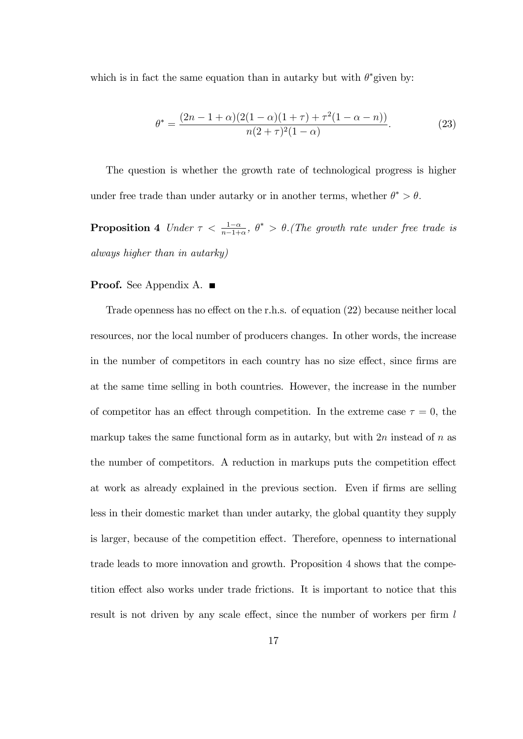which is in fact the same equation than in autarky but with $\theta^*$given by:

$$\theta^* = \frac{(2n-1+\alpha)(2(1-\alpha)(1+\tau)+\tau^2(1-\alpha-n))}{n(2+\tau)^2(1-\alpha)}. \tag{23}$$

The question is whether the growth rate of technological progress is higher under free trade than under autarky or in another terms, whether $\theta^* > \theta$.

**Proposition 4** *Under* $\tau < \frac{1-\alpha}{n-1+\alpha}$*,* $\theta^* > \theta$*.(The growth rate under free trade is always higher than in autarky)*

**Proof.** See Appendix A. ■

Trade openness has no effect on the r.h.s. of equation (22) because neither local resources, nor the local number of producers changes. In other words, the increase in the number of competitors in each country has no size effect, since firms are at the same time selling in both countries. However, the increase in the number of competitor has an effect through competition. In the extreme case $\tau = 0$, the markup takes the same functional form as in autarky, but with $2n$ instead of $n$ as the number of competitors. A reduction in markups puts the competition effect at work as already explained in the previous section. Even if firms are selling less in their domestic market than under autarky, the global quantity they supply is larger, because of the competition effect. Therefore, openness to international trade leads to more innovation and growth. Proposition 4 shows that the competition effect also works under trade frictions. It is important to notice that this result is not driven by any scale effect, since the number of workers per firm $l$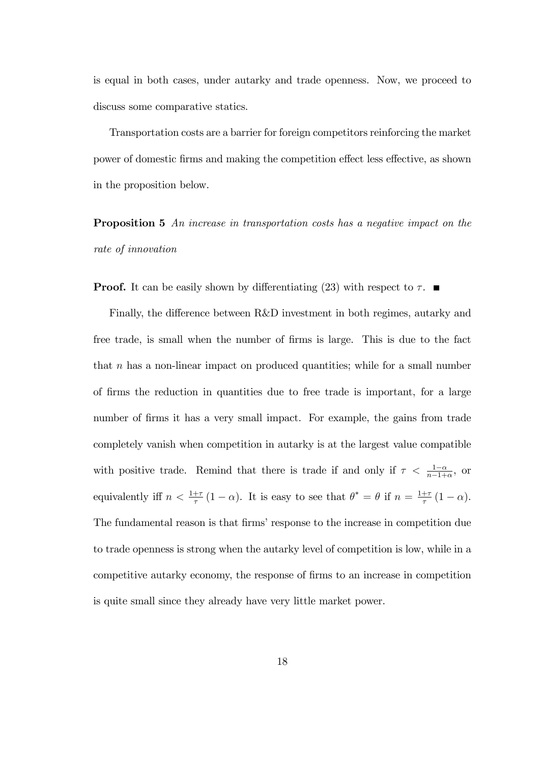is equal in both cases, under autarky and trade openness. Now, we proceed to discuss some comparative statics.

Transportation costs are a barrier for foreign competitors reinforcing the market power of domestic firms and making the competition effect less effective, as shown in the proposition below.

**Proposition 5** *An increase in transportation costs has a negative impact on the rate of innovation*

**Proof.** It can be easily shown by differentiating (23) with respect to $\tau$. ■

Finally, the difference between R&D investment in both regimes, autarky and free trade, is small when the number of firms is large. This is due to the fact that $n$ has a non-linear impact on produced quantities; while for a small number of firms the reduction in quantities due to free trade is important, for a large number of firms it has a very small impact. For example, the gains from trade completely vanish when competition in autarky is at the largest value compatible with positive trade. Remind that there is trade if and only if $\tau < \frac{1-\alpha}{n-1+\alpha}$, or equivalently iff $n < \frac{1+\tau}{\tau}(1-\alpha)$. It is easy to see that $\theta^* = \theta$ if $n = \frac{1+\tau}{\tau}(1-\alpha)$. The fundamental reason is that firms' response to the increase in competition due to trade openness is strong when the autarky level of competition is low, while in a competitive autarky economy, the response of firms to an increase in competition is quite small since they already have very little market power.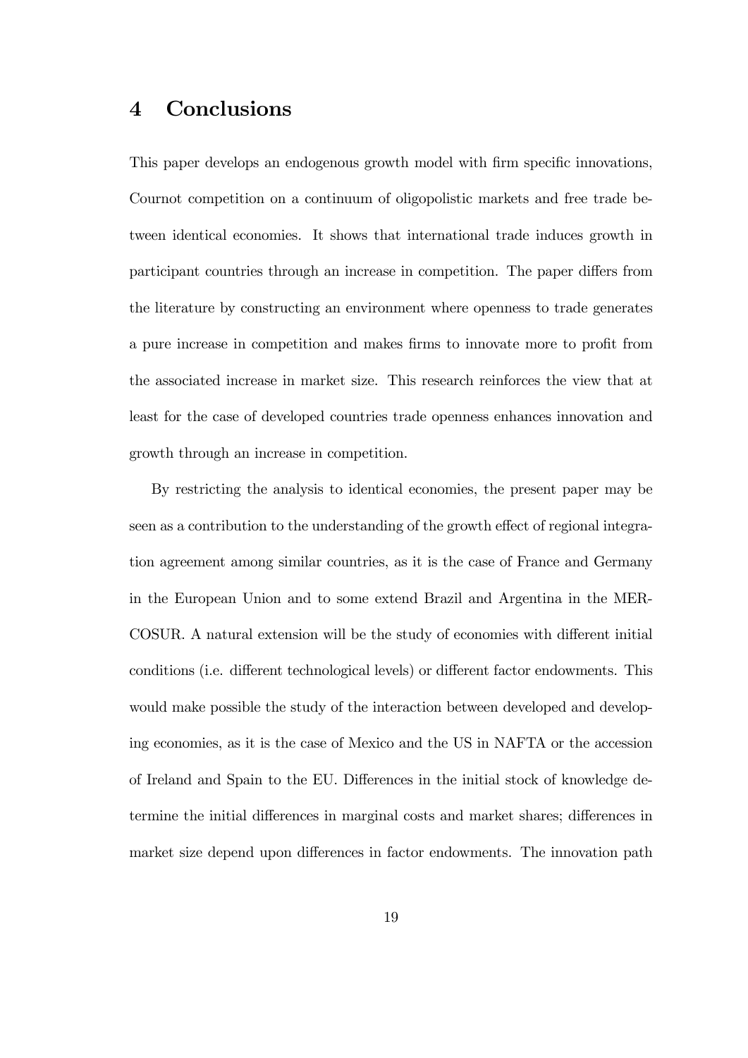## 4 Conclusions

This paper develops an endogenous growth model with firm specific innovations, Cournot competition on a continuum of oligopolistic markets and free trade between identical economies. It shows that international trade induces growth in participant countries through an increase in competition. The paper differs from the literature by constructing an environment where openness to trade generates a pure increase in competition and makes firms to innovate more to profit from the associated increase in market size. This research reinforces the view that at least for the case of developed countries trade openness enhances innovation and growth through an increase in competition.

By restricting the analysis to identical economies, the present paper may be seen as a contribution to the understanding of the growth effect of regional integration agreement among similar countries, as it is the case of France and Germany in the European Union and to some extend Brazil and Argentina in the MERCOSUR. A natural extension will be the study of economies with different initial conditions (i.e. different technological levels) or different factor endowments. This would make possible the study of the interaction between developed and developing economies, as it is the case of Mexico and the US in NAFTA or the accession of Ireland and Spain to the EU. Differences in the initial stock of knowledge determine the initial differences in marginal costs and market shares; differences in market size depend upon differences in factor endowments. The innovation path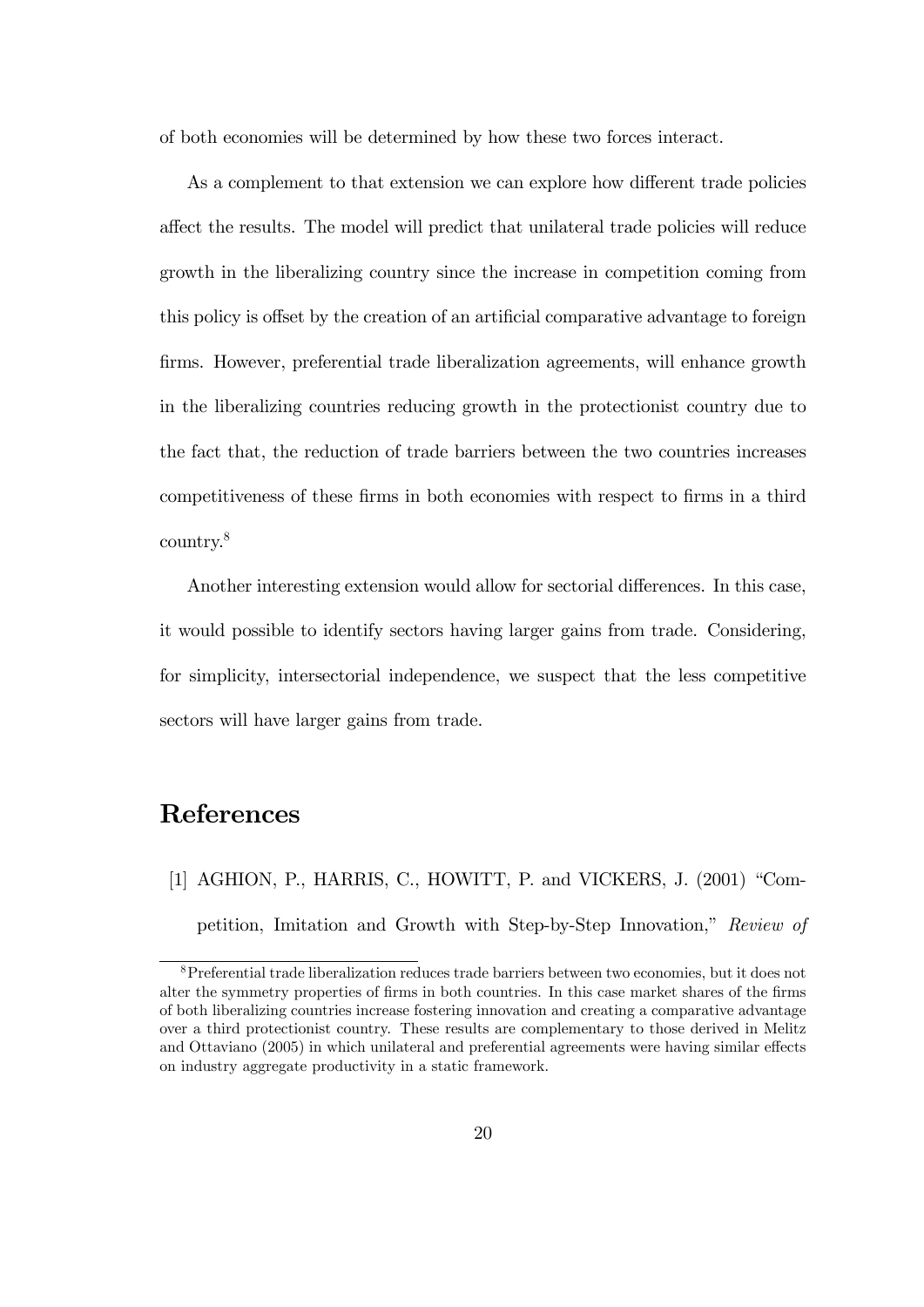of both economies will be determined by how these two forces interact.

As a complement to that extension we can explore how different trade policies affect the results. The model will predict that unilateral trade policies will reduce growth in the liberalizing country since the increase in competition coming from this policy is offset by the creation of an artificial comparative advantage to foreign firms. However, preferential trade liberalization agreements, will enhance growth in the liberalizing countries reducing growth in the protectionist country due to the fact that, the reduction of trade barriers between the two countries increases competitiveness of these firms in both economies with respect to firms in a third country.[8]

Another interesting extension would allow for sectorial differences. In this case, it would possible to identify sectors having larger gains from trade. Considering, for simplicity, intersectorial independence, we suspect that the less competitive sectors will have larger gains from trade.

# References

[1] AGHION, P., HARRIS, C., HOWITT, P. and VICKERS, J. (2001) "Competition, Imitation and Growth with Step-by-Step Innovation," *Review of*

[8] Preferential trade liberalization reduces trade barriers between two economies, but it does not alter the symmetry properties of firms in both countries. In this case market shares of the firms of both liberalizing countries increase fostering innovation and creating a comparative advantage over a third protectionist country. These results are complementary to those derived in Melitz and Ottaviano (2005) in which unilateral and preferential agreements were having similar effects on industry aggregate productivity in a static framework.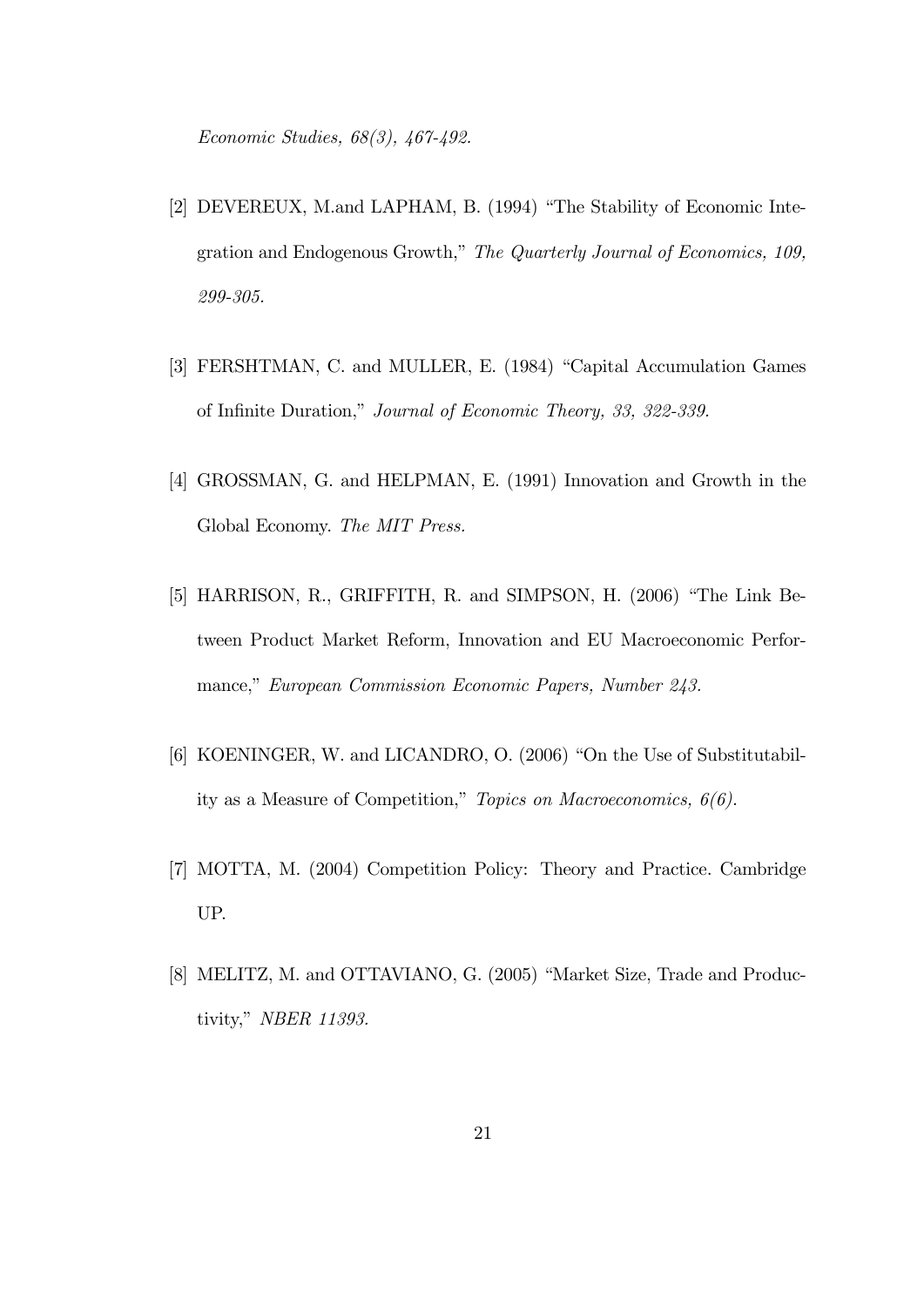*Economic Studies, 68(3), 467-492.*

[2] DEVEREUX, M.and LAPHAM, B. (1994) "The Stability of Economic Integration and Endogenous Growth," *The Quarterly Journal of Economics, 109, 299-305.*

[3] FERSHTMAN, C. and MULLER, E. (1984) "Capital Accumulation Games of Infinite Duration," *Journal of Economic Theory, 33, 322-339.*

[4] GROSSMAN, G. and HELPMAN, E. (1991) Innovation and Growth in the Global Economy. *The MIT Press.*

[5] HARRISON, R., GRIFFITH, R. and SIMPSON, H. (2006) "The Link Between Product Market Reform, Innovation and EU Macroeconomic Performance," *European Commission Economic Papers, Number 243.*

[6] KOENINGER, W. and LICANDRO, O. (2006) "On the Use of Substitutability as a Measure of Competition," *Topics on Macroeconomics, 6(6).*

[7] MOTTA, M. (2004) Competition Policy: Theory and Practice. Cambridge UP.

[8] MELITZ, M. and OTTAVIANO, G. (2005) "Market Size, Trade and Productivity," *NBER 11393.*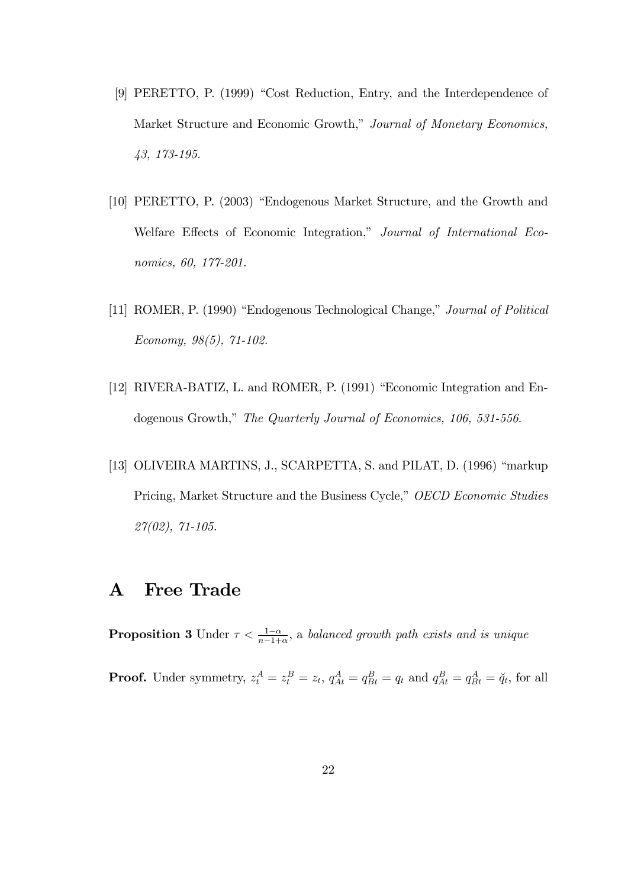[9] PERETTO, P. (1999) "Cost Reduction, Entry, and the Interdependence of Market Structure and Economic Growth," *Journal of Monetary Economics, 43, 173-195.*

[10] PERETTO, P. (2003) "Endogenous Market Structure, and the Growth and Welfare Effects of Economic Integration," *Journal of International Economics, 60, 177-201.*

[11] ROMER, P. (1990) "Endogenous Technological Change," *Journal of Political Economy, 98(5), 71-102.*

[12] RIVERA-BATIZ, L. and ROMER, P. (1991) "Economic Integration and Endogenous Growth," *The Quarterly Journal of Economics, 106, 531-556.*

[13] OLIVEIRA MARTINS, J., SCARPETTA, S. and PILAT, D. (1996) "markup Pricing, Market Structure and the Business Cycle," *OECD Economic Studies 27(02), 71-105.*

# A Free Trade

**Proposition 3** Under $\tau < \frac{1-\alpha}{n-1+\alpha}$, a *balanced growth path exists and is unique*

**Proof.** Under symmetry, $z_t^A = z_t^B = z_t$, $q_{At}^A = q_{Bt}^B = q_t$ and $q_{At}^B = q_{Bt}^A = \breve{q}_t$, for all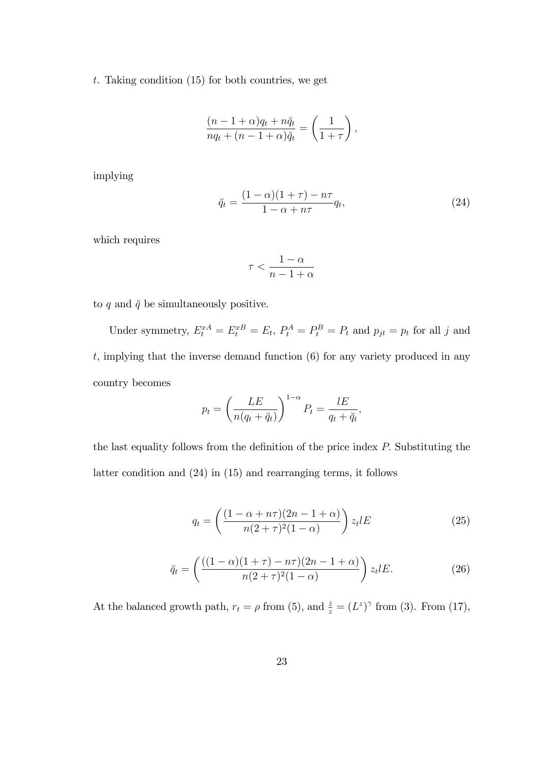$t$. Taking condition (15) for both countries, we get

$$\frac{(n-1+\alpha)q_t + n\breve{q}_t}{nq_t + (n-1+\alpha)\breve{q}_t} = \left(\frac{1}{1+\tau}\right),$$

implying

$$\breve{q}_t = \frac{(1-\alpha)(1+\tau) - n\tau}{1-\alpha+n\tau} q_t, \tag{24}$$

which requires

$$\tau < \frac{1-\alpha}{n-1+\alpha}$$

to $q$ and $\breve{q}$ be simultaneously positive.

Under symmetry, $E_t^{xA} = E_t^{xB} = E_t$, $P_t^A = P_t^B = P_t$ and $p_{jt} = p_t$ for all $j$ and $t$, implying that the inverse demand function (6) for any variety produced in any country becomes

$$p_t = \left(\frac{LE}{n(q_t + \breve{q}_t)}\right)^{1-\alpha} P_t = \frac{lE}{q_t + \breve{q}_t},$$

the last equality follows from the definition of the price index $P$. Substituting the latter condition and (24) in (15) and rearranging terms, it follows

$$q_t = \left(\frac{(1-\alpha+n\tau)(2n-1+\alpha)}{n(2+\tau)^2(1-\alpha)}\right) z_t lE \tag{25}$$

$$\breve{q}_t = \left(\frac{((1-\alpha)(1+\tau)-n\tau)(2n-1+\alpha)}{n(2+\tau)^2(1-\alpha)}\right) z_t lE. \tag{26}$$

At the balanced growth path, $r_t = \rho$ from (5), and $\frac{\dot{z}}{z} = (L^z)^\gamma$ from (3). From (17),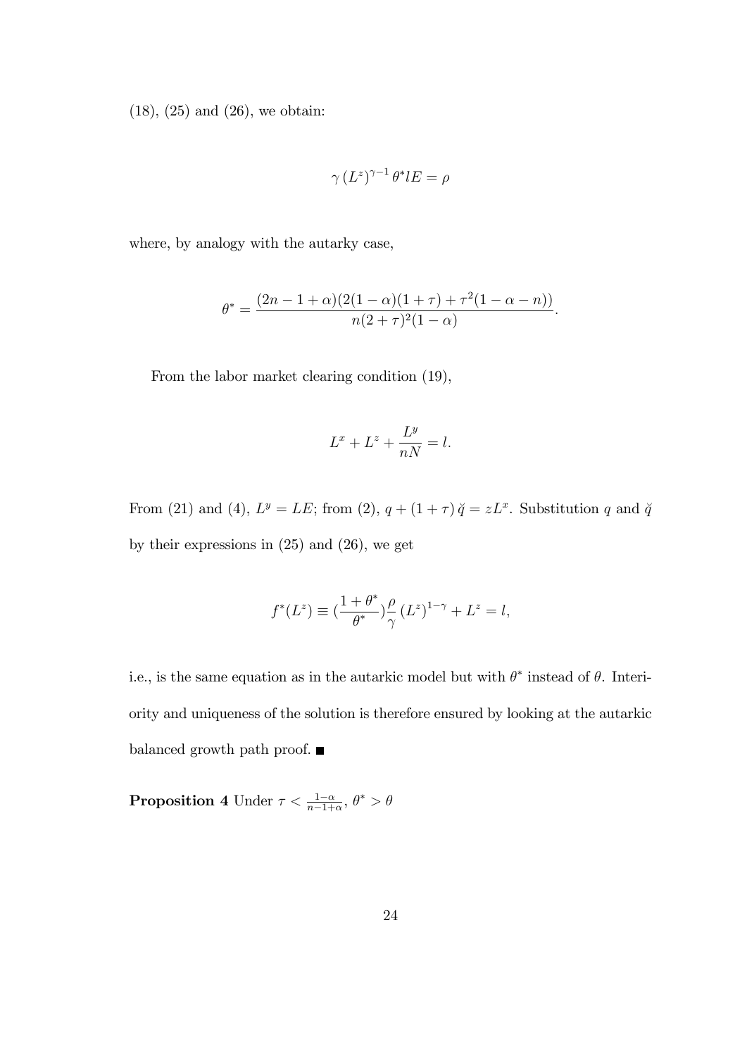(18), (25) and (26), we obtain:

$$\gamma \left(L^{z}\right)^{\gamma-1} \theta^{*} l E=\rho$$

where, by analogy with the autarky case,

$$\theta^{*}=\frac{(2n-1+\alpha)(2(1-\alpha)(1+\tau)+\tau^{2}(1-\alpha-n))}{n(2+\tau)^{2}(1-\alpha)}.$$

From the labor market clearing condition (19),

$$L^{x}+L^{z}+\frac{L^{y}}{nN}=l.$$

From (21) and (4), $L^{y}=LE$; from (2), $q+(1+\tau)\breve{q}=zL^{x}$. Substitution $q$ and $\breve{q}$ by their expressions in (25) and (26), we get

$$f^{*}(L^{z}) \equiv (\frac{1+\theta^{*}}{\theta^{*}})\frac{\rho}{\gamma}\left(L^{z}\right)^{1-\gamma}+L^{z}=l,$$

i.e., is the same equation as in the autarkic model but with $\theta^{*}$ instead of $\theta$. Interiority and uniqueness of the solution is therefore ensured by looking at the autarkic balanced growth path proof. ■

**Proposition 4** Under $\tau<\frac{1-\alpha}{n-1+\alpha}$, $\theta^{*}>\theta$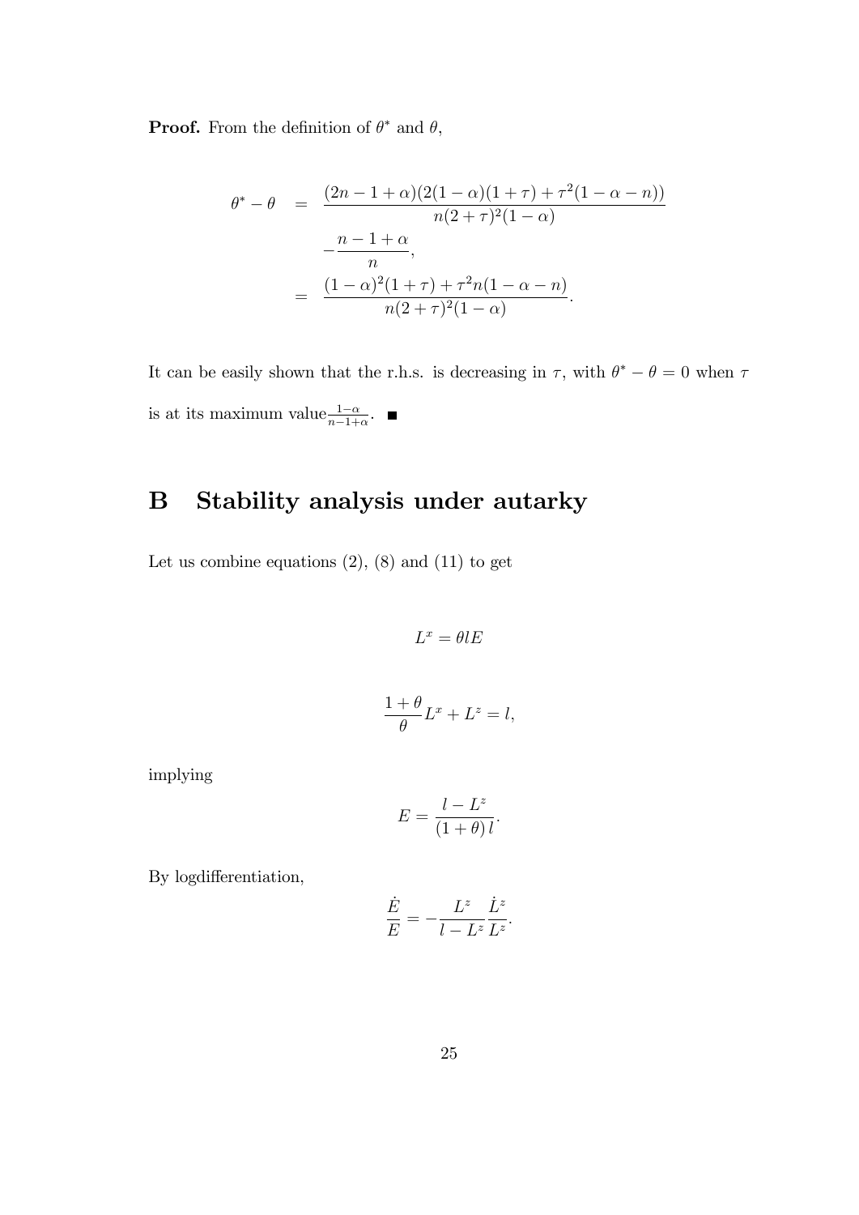**Proof.** From the definition of $\theta^*$ and $\theta$,

$$
\begin{aligned}
\theta^* - \theta &= \frac{(2n-1+\alpha)(2(1-\alpha)(1+\tau)+\tau^2(1-\alpha-n))}{n(2+\tau)^2(1-\alpha)} \\
&\quad - \frac{n-1+\alpha}{n}, \\
&= \frac{(1-\alpha)^2(1+\tau)+\tau^2 n(1-\alpha-n)}{n(2+\tau)^2(1-\alpha)}.
\end{aligned}
$$

It can be easily shown that the r.h.s. is decreasing in $\tau$, with $\theta^* - \theta = 0$ when $\tau$ is at its maximum value $\frac{1-\alpha}{n-1+\alpha}$. ■

# B Stability analysis under autarky

Let us combine equations (2), (8) and (11) to get

$$
L^x = \theta l E
$$

$$
\frac{1+\theta}{\theta} L^x + L^z = l,
$$

implying

$$
E = \frac{l - L^z}{(1+\theta)\, l}.
$$

By logdifferentiation,

$$
\frac{\dot{E}}{E} = -\frac{L^z}{l - L^z} \frac{\dot{L}^z}{L^z}.
$$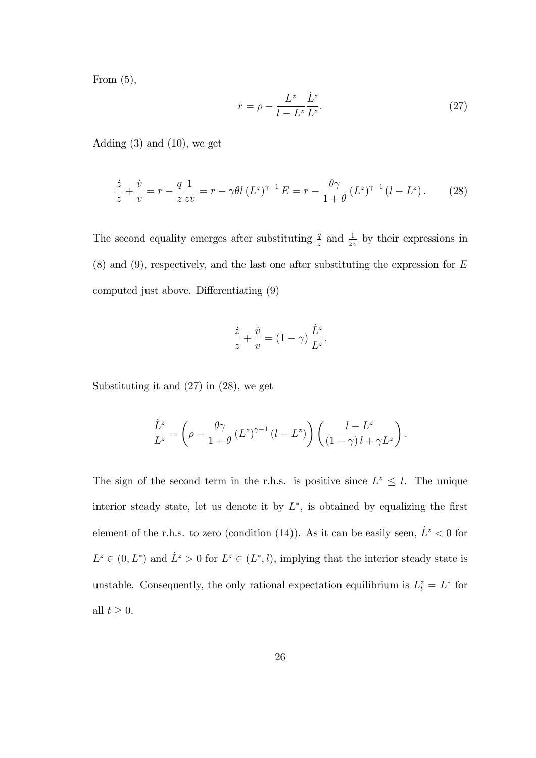From (5),

$$r = \rho - \frac{L^z}{l - L^z}\frac{\dot{L}^z}{L^z}. \tag{27}$$

Adding (3) and (10), we get

$$\frac{\dot{z}}{z} + \frac{\dot{v}}{v} = r - \frac{q}{z}\frac{1}{zv} = r - \gamma\theta l \left(L^z\right)^{\gamma-1} E = r - \frac{\theta\gamma}{1+\theta}\left(L^z\right)^{\gamma-1}\left(l - L^z\right). \tag{28}$$

The second equality emerges after substituting $\frac{q}{z}$ and $\frac{1}{zv}$ by their expressions in (8) and (9), respectively, and the last one after substituting the expression for $E$ computed just above. Differentiating (9)

$$\frac{\dot{z}}{z} + \frac{\dot{v}}{v} = (1-\gamma)\frac{\dot{L}^z}{L^z}.$$

Substituting it and (27) in (28), we get

$$\frac{\dot{L}^z}{L^z} = \left(\rho - \frac{\theta\gamma}{1+\theta}\left(L^z\right)^{\gamma-1}\left(l - L^z\right)\right)\left(\frac{l - L^z}{(1-\gamma)\, l + \gamma L^z}\right).$$

The sign of the second term in the r.h.s. is positive since $L^z \leq l$. The unique interior steady state, let us denote it by $L^*$, is obtained by equalizing the first element of the r.h.s. to zero (condition (14)). As it can be easily seen, $\dot{L}^z < 0$ for $L^z \in (0, L^*)$ and $\dot{L}^z > 0$ for $L^z \in (L^*, l)$, implying that the interior steady state is unstable. Consequently, the only rational expectation equilibrium is $L_t^z = L^*$ for all $t \geq 0$.